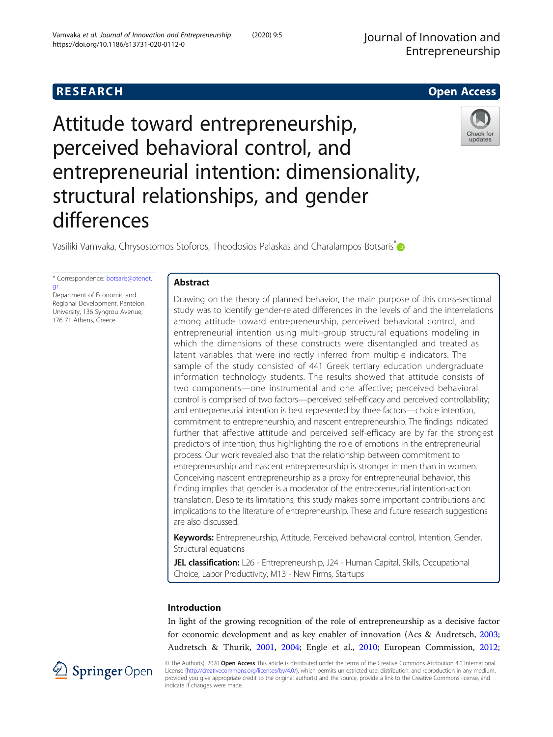RESEARCH Open Access

# Attitude toward entrepreneurship, perceived behavioral control, and entrepreneurial intention: dimensionality, structural relationships, and gender differences

Vasiliki Vamvaka, Chrysostomos Stoforos, Theodosios Palaskas and Charalampos Botsaris*

\* Correspondence: botsaris@otenet.gr
Department of Economic and Regional Development, Panteion University, 136 Syngrou Avenue, 176 71 Athens, Greece

## Abstract

Drawing on the theory of planned behavior, the main purpose of this cross-sectional study was to identify gender-related differences in the levels of and the interrelations among attitude toward entrepreneurship, perceived behavioral control, and entrepreneurial intention using multi-group structural equations modeling in which the dimensions of these constructs were disentangled and treated as latent variables that were indirectly inferred from multiple indicators. The sample of the study consisted of 441 Greek tertiary education undergraduate information technology students. The results showed that attitude consists of two components—one instrumental and one affective; perceived behavioral control is comprised of two factors—perceived self-efficacy and perceived controllability; and entrepreneurial intention is best represented by three factors—choice intention, commitment to entrepreneurship, and nascent entrepreneurship. The findings indicated further that affective attitude and perceived self-efficacy are by far the strongest predictors of intention, thus highlighting the role of emotions in the entrepreneurial process. Our work revealed also that the relationship between commitment to entrepreneurship and nascent entrepreneurship is stronger in men than in women. Conceiving nascent entrepreneurship as a proxy for entrepreneurial behavior, this finding implies that gender is a moderator of the entrepreneurial intention-action translation. Despite its limitations, this study makes some important contributions and implications to the literature of entrepreneurship. These and future research suggestions are also discussed.

**Keywords:** Entrepreneurship, Attitude, Perceived behavioral control, Intention, Gender, Structural equations

**JEL classification:** L26 - Entrepreneurship, J24 - Human Capital, Skills, Occupational Choice, Labor Productivity, M13 - New Firms, Startups

## Introduction

In light of the growing recognition of the role of entrepreneurship as a decisive factor for economic development and as key enabler of innovation (Acs & Audretsch, 2003; Audretsch & Thurik, 2001, 2004; Engle et al., 2010; European Commission, 2012;

© The Author(s). 2020 **Open Access** This article is distributed under the terms of the Creative Commons Attribution 4.0 International License (http://creativecommons.org/licenses/by/4.0/), which permits unrestricted use, distribution, and reproduction in any medium, provided you give appropriate credit to the original author(s) and the source, provide a link to the Creative Commons license, and indicate if changes were made.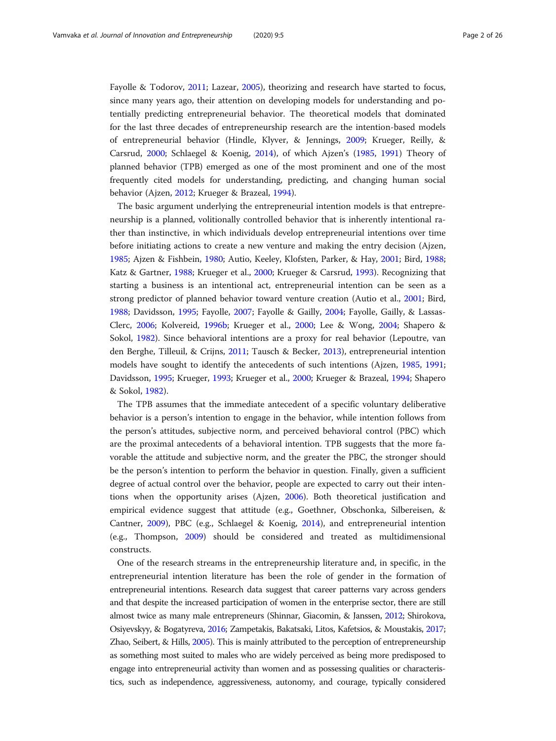Fayolle & Todorov, 2011; Lazear, 2005), theorizing and research have started to focus, since many years ago, their attention on developing models for understanding and potentially predicting entrepreneurial behavior. The theoretical models that dominated for the last three decades of entrepreneurship research are the intention-based models of entrepreneurial behavior (Hindle, Klyver, & Jennings, 2009; Krueger, Reilly, & Carsrud, 2000; Schlaegel & Koenig, 2014), of which Ajzen's (1985, 1991) Theory of planned behavior (TPB) emerged as one of the most prominent and one of the most frequently cited models for understanding, predicting, and changing human social behavior (Ajzen, 2012; Krueger & Brazeal, 1994).

The basic argument underlying the entrepreneurial intention models is that entrepreneurship is a planned, volitionally controlled behavior that is inherently intentional rather than instinctive, in which individuals develop entrepreneurial intentions over time before initiating actions to create a new venture and making the entry decision (Ajzen, 1985; Ajzen & Fishbein, 1980; Autio, Keeley, Klofsten, Parker, & Hay, 2001; Bird, 1988; Katz & Gartner, 1988; Krueger et al., 2000; Krueger & Carsrud, 1993). Recognizing that starting a business is an intentional act, entrepreneurial intention can be seen as a strong predictor of planned behavior toward venture creation (Autio et al., 2001; Bird, 1988; Davidsson, 1995; Fayolle, 2007; Fayolle & Gailly, 2004; Fayolle, Gailly, & Lassas-Clerc, 2006; Kolvereid, 1996b; Krueger et al., 2000; Lee & Wong, 2004; Shapero & Sokol, 1982). Since behavioral intentions are a proxy for real behavior (Lepoutre, van den Berghe, Tilleuil, & Crijns, 2011; Tausch & Becker, 2013), entrepreneurial intention models have sought to identify the antecedents of such intentions (Ajzen, 1985, 1991; Davidsson, 1995; Krueger, 1993; Krueger et al., 2000; Krueger & Brazeal, 1994; Shapero & Sokol, 1982).

The TPB assumes that the immediate antecedent of a specific voluntary deliberative behavior is a person's intention to engage in the behavior, while intention follows from the person's attitudes, subjective norm, and perceived behavioral control (PBC) which are the proximal antecedents of a behavioral intention. TPB suggests that the more favorable the attitude and subjective norm, and the greater the PBC, the stronger should be the person's intention to perform the behavior in question. Finally, given a sufficient degree of actual control over the behavior, people are expected to carry out their intentions when the opportunity arises (Ajzen, 2006). Both theoretical justification and empirical evidence suggest that attitude (e.g., Goethner, Obschonka, Silbereisen, & Cantner, 2009), PBC (e.g., Schlaegel & Koenig, 2014), and entrepreneurial intention (e.g., Thompson, 2009) should be considered and treated as multidimensional constructs.

One of the research streams in the entrepreneurship literature and, in specific, in the entrepreneurial intention literature has been the role of gender in the formation of entrepreneurial intentions. Research data suggest that career patterns vary across genders and that despite the increased participation of women in the enterprise sector, there are still almost twice as many male entrepreneurs (Shinnar, Giacomin, & Janssen, 2012; Shirokova, Osiyevskyy, & Bogatyreva, 2016; Zampetakis, Bakatsaki, Litos, Kafetsios, & Moustakis, 2017; Zhao, Seibert, & Hills, 2005). This is mainly attributed to the perception of entrepreneurship as something most suited to males who are widely perceived as being more predisposed to engage into entrepreneurial activity than women and as possessing qualities or characteristics, such as independence, aggressiveness, autonomy, and courage, typically considered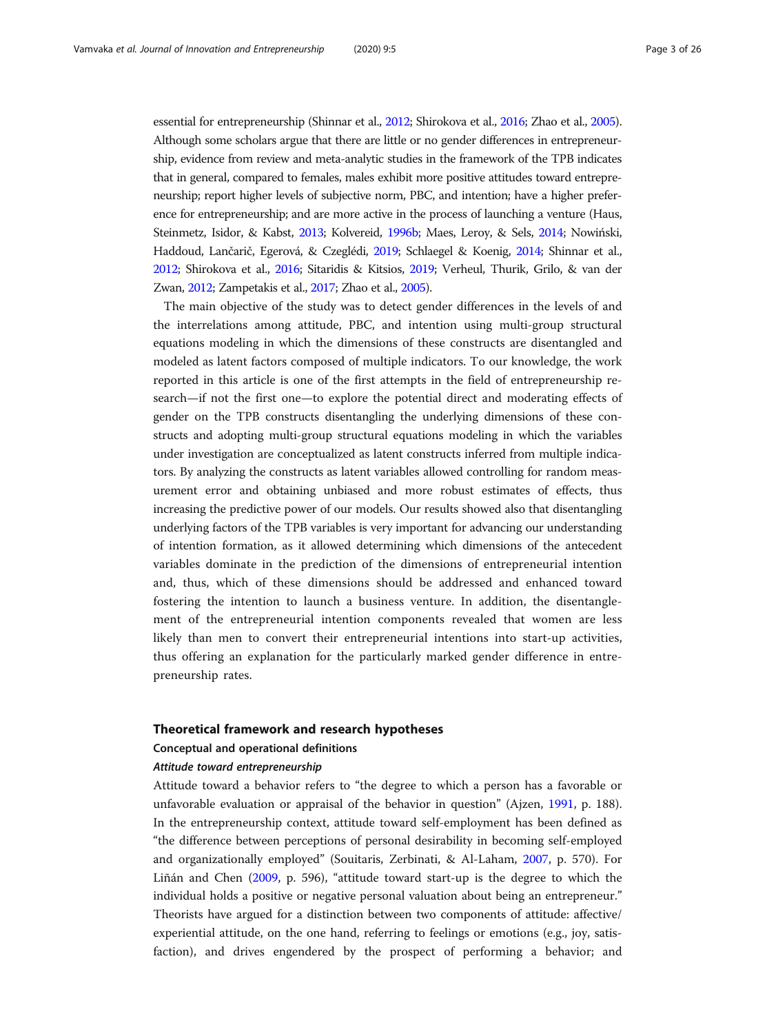essential for entrepreneurship (Shinnar et al., 2012; Shirokova et al., 2016; Zhao et al., 2005). Although some scholars argue that there are little or no gender differences in entrepreneurship, evidence from review and meta-analytic studies in the framework of the TPB indicates that in general, compared to females, males exhibit more positive attitudes toward entrepreneurship; report higher levels of subjective norm, PBC, and intention; have a higher preference for entrepreneurship; and are more active in the process of launching a venture (Haus, Steinmetz, Isidor, & Kabst, 2013; Kolvereid, 1996b; Maes, Leroy, & Sels, 2014; Nowiński, Haddoud, Lančarič, Egerová, & Czeglédi, 2019; Schlaegel & Koenig, 2014; Shinnar et al., 2012; Shirokova et al., 2016; Sitaridis & Kitsios, 2019; Verheul, Thurik, Grilo, & van der Zwan, 2012; Zampetakis et al., 2017; Zhao et al., 2005).

The main objective of the study was to detect gender differences in the levels of and the interrelations among attitude, PBC, and intention using multi-group structural equations modeling in which the dimensions of these constructs are disentangled and modeled as latent factors composed of multiple indicators. To our knowledge, the work reported in this article is one of the first attempts in the field of entrepreneurship research—if not the first one—to explore the potential direct and moderating effects of gender on the TPB constructs disentangling the underlying dimensions of these constructs and adopting multi-group structural equations modeling in which the variables under investigation are conceptualized as latent constructs inferred from multiple indicators. By analyzing the constructs as latent variables allowed controlling for random measurement error and obtaining unbiased and more robust estimates of effects, thus increasing the predictive power of our models. Our results showed also that disentangling underlying factors of the TPB variables is very important for advancing our understanding of intention formation, as it allowed determining which dimensions of the antecedent variables dominate in the prediction of the dimensions of entrepreneurial intention and, thus, which of these dimensions should be addressed and enhanced toward fostering the intention to launch a business venture. In addition, the disentanglement of the entrepreneurial intention components revealed that women are less likely than men to convert their entrepreneurial intentions into start-up activities, thus offering an explanation for the particularly marked gender difference in entrepreneurship rates.

## Theoretical framework and research hypotheses

### Conceptual and operational definitions

#### *Attitude toward entrepreneurship*

Attitude toward a behavior refers to "the degree to which a person has a favorable or unfavorable evaluation or appraisal of the behavior in question" (Ajzen, 1991, p. 188). In the entrepreneurship context, attitude toward self-employment has been defined as "the difference between perceptions of personal desirability in becoming self-employed and organizationally employed" (Souitaris, Zerbinati, & Al-Laham, 2007, p. 570). For Liñán and Chen (2009, p. 596), "attitude toward start-up is the degree to which the individual holds a positive or negative personal valuation about being an entrepreneur." Theorists have argued for a distinction between two components of attitude: affective/experiential attitude, on the one hand, referring to feelings or emotions (e.g., joy, satisfaction), and drives engendered by the prospect of performing a behavior; and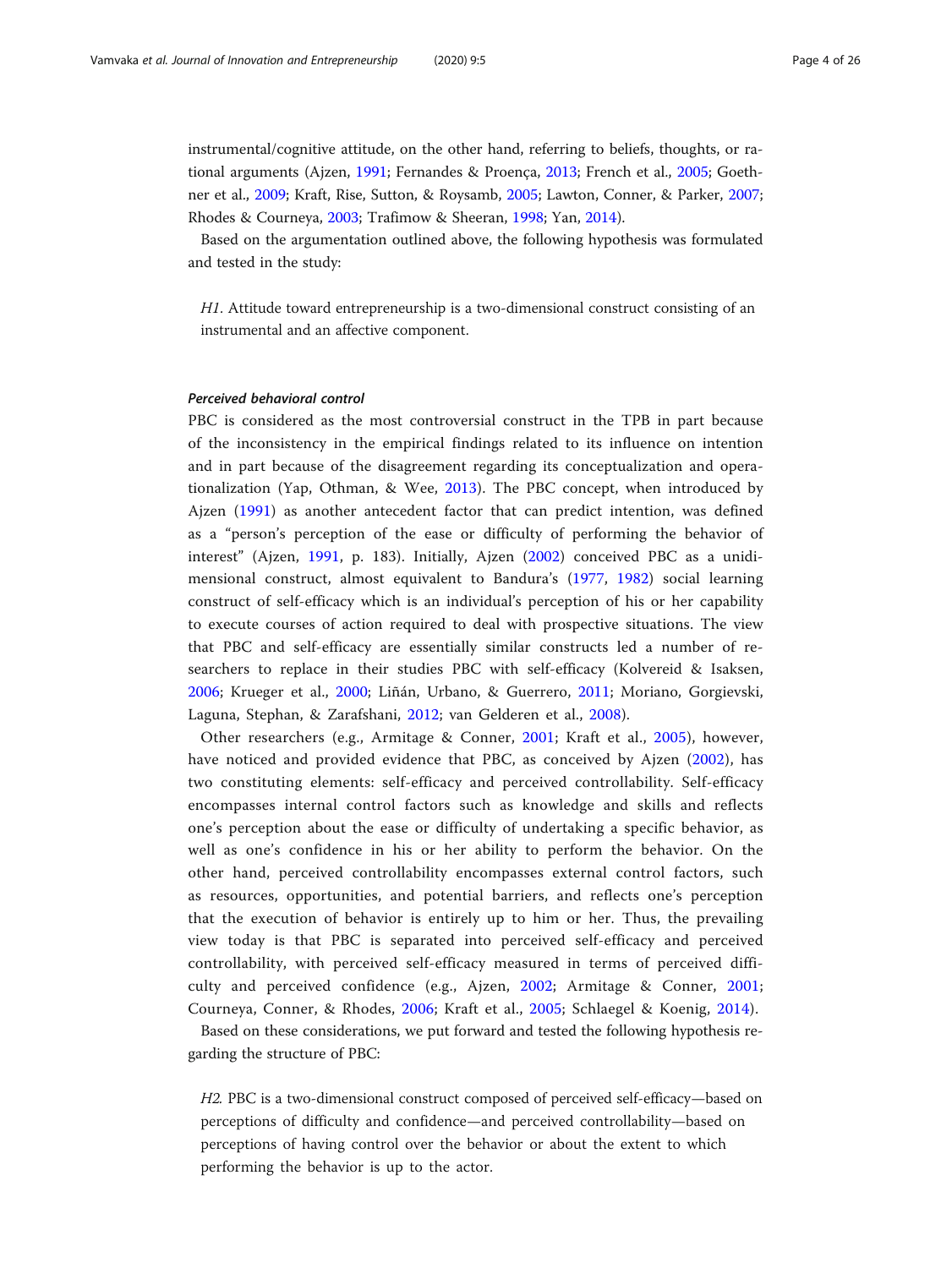instrumental/cognitive attitude, on the other hand, referring to beliefs, thoughts, or rational arguments (Ajzen, 1991; Fernandes & Proença, 2013; French et al., 2005; Goethner et al., 2009; Kraft, Rise, Sutton, & Roysamb, 2005; Lawton, Conner, & Parker, 2007; Rhodes & Courneya, 2003; Trafimow & Sheeran, 1998; Yan, 2014).

Based on the argumentation outlined above, the following hypothesis was formulated and tested in the study:

> *H1*. Attitude toward entrepreneurship is a two-dimensional construct consisting of an instrumental and an affective component.

#### *Perceived behavioral control*

PBC is considered as the most controversial construct in the TPB in part because of the inconsistency in the empirical findings related to its influence on intention and in part because of the disagreement regarding its conceptualization and operationalization (Yap, Othman, & Wee, 2013). The PBC concept, when introduced by Ajzen (1991) as another antecedent factor that can predict intention, was defined as a "person's perception of the ease or difficulty of performing the behavior of interest" (Ajzen, 1991, p. 183). Initially, Ajzen (2002) conceived PBC as a unidimensional construct, almost equivalent to Bandura's (1977, 1982) social learning construct of self-efficacy which is an individual's perception of his or her capability to execute courses of action required to deal with prospective situations. The view that PBC and self-efficacy are essentially similar constructs led a number of researchers to replace in their studies PBC with self-efficacy (Kolvereid & Isaksen, 2006; Krueger et al., 2000; Liñán, Urbano, & Guerrero, 2011; Moriano, Gorgievski, Laguna, Stephan, & Zarafshani, 2012; van Gelderen et al., 2008).

Other researchers (e.g., Armitage & Conner, 2001; Kraft et al., 2005), however, have noticed and provided evidence that PBC, as conceived by Ajzen (2002), has two constituting elements: self-efficacy and perceived controllability. Self-efficacy encompasses internal control factors such as knowledge and skills and reflects one's perception about the ease or difficulty of undertaking a specific behavior, as well as one's confidence in his or her ability to perform the behavior. On the other hand, perceived controllability encompasses external control factors, such as resources, opportunities, and potential barriers, and reflects one's perception that the execution of behavior is entirely up to him or her. Thus, the prevailing view today is that PBC is separated into perceived self-efficacy and perceived controllability, with perceived self-efficacy measured in terms of perceived difficulty and perceived confidence (e.g., Ajzen, 2002; Armitage & Conner, 2001; Courneya, Conner, & Rhodes, 2006; Kraft et al., 2005; Schlaegel & Koenig, 2014).

Based on these considerations, we put forward and tested the following hypothesis regarding the structure of PBC:

> *H2*. PBC is a two-dimensional construct composed of perceived self-efficacy—based on perceptions of difficulty and confidence—and perceived controllability—based on perceptions of having control over the behavior or about the extent to which performing the behavior is up to the actor.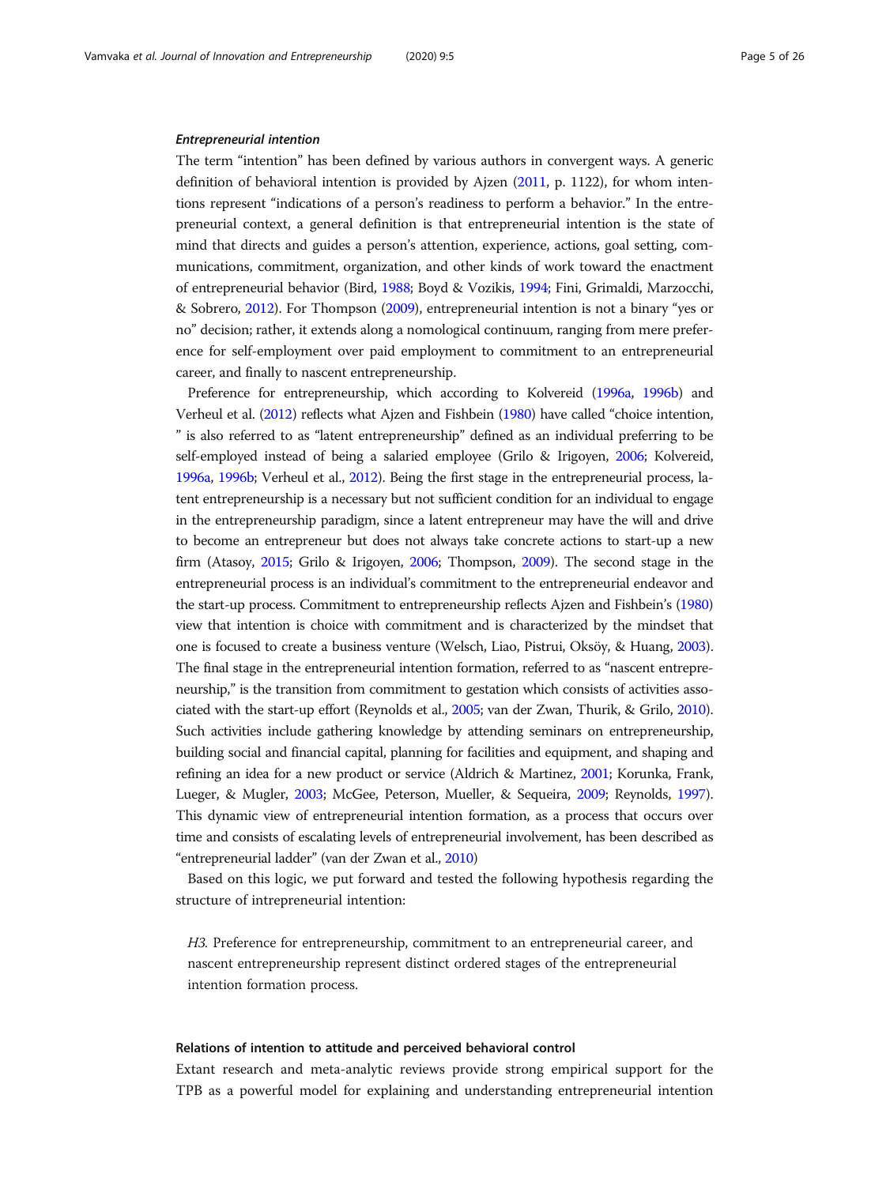### *Entrepreneurial intention*

The term "intention" has been defined by various authors in convergent ways. A generic definition of behavioral intention is provided by Ajzen (2011, p. 1122), for whom intentions represent "indications of a person's readiness to perform a behavior." In the entrepreneurial context, a general definition is that entrepreneurial intention is the state of mind that directs and guides a person's attention, experience, actions, goal setting, communications, commitment, organization, and other kinds of work toward the enactment of entrepreneurial behavior (Bird, 1988; Boyd & Vozikis, 1994; Fini, Grimaldi, Marzocchi, & Sobrero, 2012). For Thompson (2009), entrepreneurial intention is not a binary "yes or no" decision; rather, it extends along a nomological continuum, ranging from mere preference for self-employment over paid employment to commitment to an entrepreneurial career, and finally to nascent entrepreneurship.

Preference for entrepreneurship, which according to Kolvereid (1996a, 1996b) and Verheul et al. (2012) reflects what Ajzen and Fishbein (1980) have called "choice intention, " is also referred to as "latent entrepreneurship" defined as an individual preferring to be self-employed instead of being a salaried employee (Grilo & Irigoyen, 2006; Kolvereid, 1996a, 1996b; Verheul et al., 2012). Being the first stage in the entrepreneurial process, latent entrepreneurship is a necessary but not sufficient condition for an individual to engage in the entrepreneurship paradigm, since a latent entrepreneur may have the will and drive to become an entrepreneur but does not always take concrete actions to start-up a new firm (Atasoy, 2015; Grilo & Irigoyen, 2006; Thompson, 2009). The second stage in the entrepreneurial process is an individual's commitment to the entrepreneurial endeavor and the start-up process. Commitment to entrepreneurship reflects Ajzen and Fishbein's (1980) view that intention is choice with commitment and is characterized by the mindset that one is focused to create a business venture (Welsch, Liao, Pistrui, Oksöy, & Huang, 2003). The final stage in the entrepreneurial intention formation, referred to as "nascent entrepreneurship," is the transition from commitment to gestation which consists of activities associated with the start-up effort (Reynolds et al., 2005; van der Zwan, Thurik, & Grilo, 2010). Such activities include gathering knowledge by attending seminars on entrepreneurship, building social and financial capital, planning for facilities and equipment, and shaping and refining an idea for a new product or service (Aldrich & Martinez, 2001; Korunka, Frank, Lueger, & Mugler, 2003; McGee, Peterson, Mueller, & Sequeira, 2009; Reynolds, 1997). This dynamic view of entrepreneurial intention formation, as a process that occurs over time and consists of escalating levels of entrepreneurial involvement, has been described as "entrepreneurial ladder" (van der Zwan et al., 2010)

Based on this logic, we put forward and tested the following hypothesis regarding the structure of intrepreneurial intention:

> *H3.* Preference for entrepreneurship, commitment to an entrepreneurial career, and nascent entrepreneurship represent distinct ordered stages of the entrepreneurial intention formation process.

### Relations of intention to attitude and perceived behavioral control

Extant research and meta-analytic reviews provide strong empirical support for the TPB as a powerful model for explaining and understanding entrepreneurial intention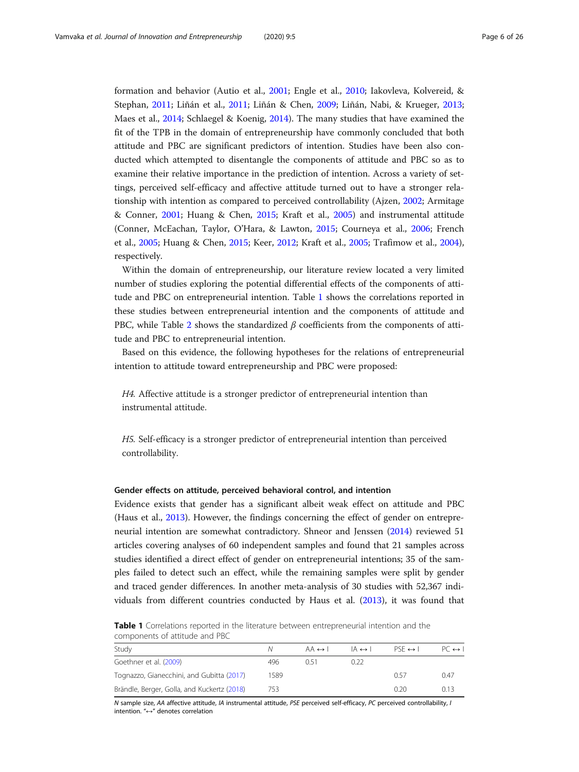formation and behavior (Autio et al., 2001; Engle et al., 2010; Iakovleva, Kolvereid, & Stephan, 2011; Liñán et al., 2011; Liñán & Chen, 2009; Liñán, Nabi, & Krueger, 2013; Maes et al., 2014; Schlaegel & Koenig, 2014). The many studies that have examined the fit of the TPB in the domain of entrepreneurship have commonly concluded that both attitude and PBC are significant predictors of intention. Studies have been also conducted which attempted to disentangle the components of attitude and PBC so as to examine their relative importance in the prediction of intention. Across a variety of settings, perceived self-efficacy and affective attitude turned out to have a stronger relationship with intention as compared to perceived controllability (Ajzen, 2002; Armitage & Conner, 2001; Huang & Chen, 2015; Kraft et al., 2005) and instrumental attitude (Conner, McEachan, Taylor, O'Hara, & Lawton, 2015; Courneya et al., 2006; French et al., 2005; Huang & Chen, 2015; Keer, 2012; Kraft et al., 2005; Trafimow et al., 2004), respectively.

Within the domain of entrepreneurship, our literature review located a very limited number of studies exploring the potential differential effects of the components of attitude and PBC on entrepreneurial intention. Table 1 shows the correlations reported in these studies between entrepreneurial intention and the components of attitude and PBC, while Table 2 shows the standardized $\beta$ coefficients from the components of attitude and PBC to entrepreneurial intention.

Based on this evidence, the following hypotheses for the relations of entrepreneurial intention to attitude toward entrepreneurship and PBC were proposed:

*H4.* Affective attitude is a stronger predictor of entrepreneurial intention than instrumental attitude.

*H5.* Self-efficacy is a stronger predictor of entrepreneurial intention than perceived controllability.

### Gender effects on attitude, perceived behavioral control, and intention

Evidence exists that gender has a significant albeit weak effect on attitude and PBC (Haus et al., 2013). However, the findings concerning the effect of gender on entrepreneurial intention are somewhat contradictory. Shneor and Jenssen (2014) reviewed 51 articles covering analyses of 60 independent samples and found that 21 samples across studies identified a direct effect of gender on entrepreneurial intentions; 35 of the samples failed to detect such an effect, while the remaining samples were split by gender and traced gender differences. In another meta-analysis of 30 studies with 52,367 individuals from different countries conducted by Haus et al. (2013), it was found that

**Table 1** Correlations reported in the literature between entrepreneurial intention and the components of attitude and PBC

| Study | N | AA ↔ I | IA ↔ I | PSE ↔ I | PC ↔ I |
|---|---|---|---|---|---|
| Goethner et al. (2009) | 496 | 0.51 | 0.22 | | |
| Tognazzo, Gianecchini, and Gubitta (2017) | 1589 | | | 0.57 | 0.47 |
| Brändle, Berger, Golla, and Kuckertz (2018) | 753 | | | 0.20 | 0.13 |

*N* sample size, *AA* affective attitude, *IA* instrumental attitude, *PSE* perceived self-efficacy, *PC* perceived controllability, *I* intention. "↔" denotes correlation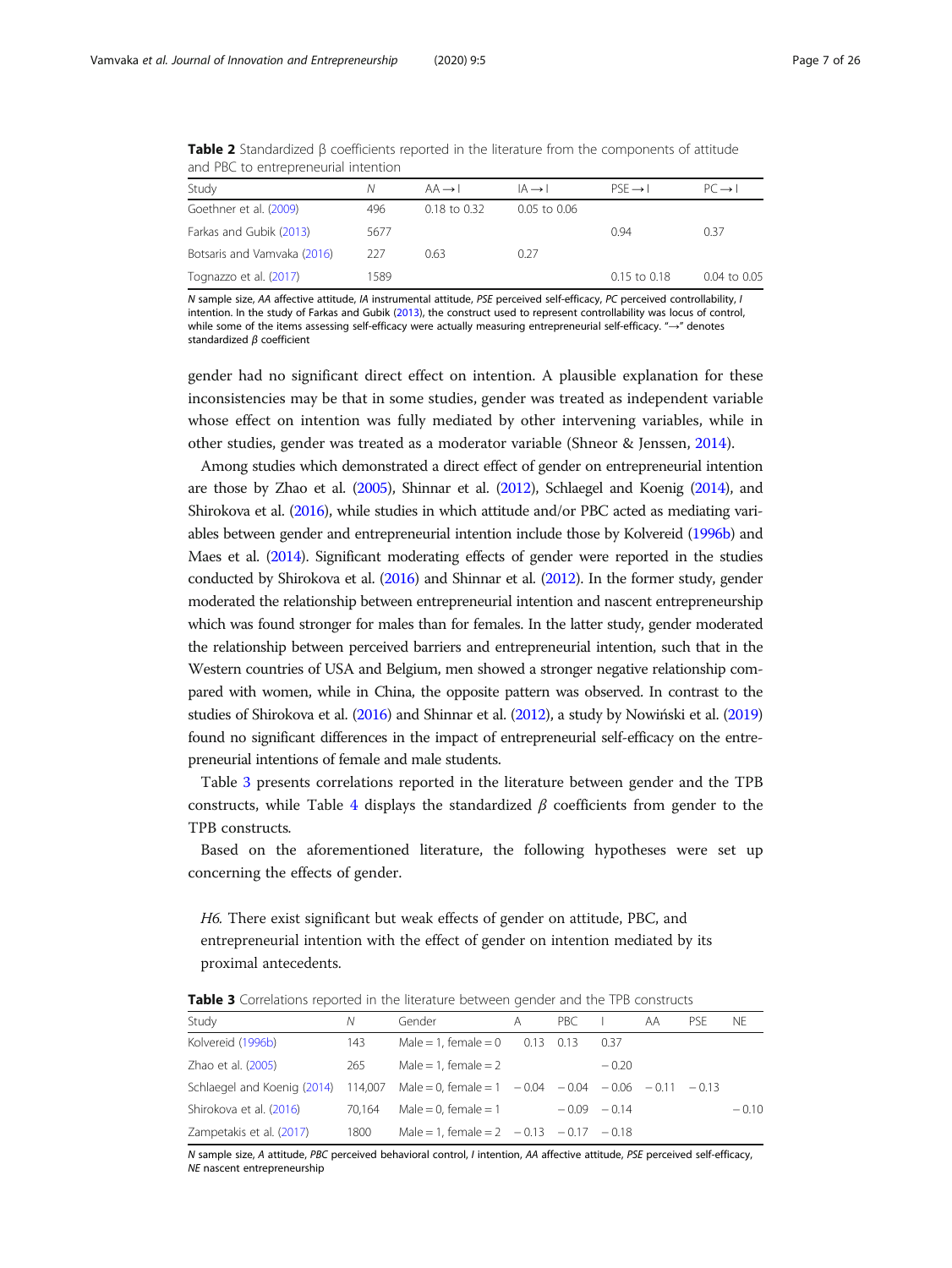**Table 2** Standardized β coefficients reported in the literature from the components of attitude and PBC to entrepreneurial intention

| Study | N | AA → I | IA → I | PSE → I | PC → I |
|---|---|---|---|---|---|
| Goethner et al. (2009) | 496 | 0.18 to 0.32 | 0.05 to 0.06 | | |
| Farkas and Gubik (2013) | 5677 | | | 0.94 | 0.37 |
| Botsaris and Vamvaka (2016) | 227 | 0.63 | 0.27 | | |
| Tognazzo et al. (2017) | 1589 | | | 0.15 to 0.18 | 0.04 to 0.05 |

*N* sample size, *AA* affective attitude, *IA* instrumental attitude, *PSE* perceived self-efficacy, *PC* perceived controllability, *I* intention. In the study of Farkas and Gubik (2013), the construct used to represent controllability was locus of control, while some of the items assessing self-efficacy were actually measuring entrepreneurial self-efficacy. "→" denotes standardized *β* coefficient

gender had no significant direct effect on intention. A plausible explanation for these inconsistencies may be that in some studies, gender was treated as independent variable whose effect on intention was fully mediated by other intervening variables, while in other studies, gender was treated as a moderator variable (Shneor & Jenssen, 2014).

Among studies which demonstrated a direct effect of gender on entrepreneurial intention are those by Zhao et al. (2005), Shinnar et al. (2012), Schlaegel and Koenig (2014), and Shirokova et al. (2016), while studies in which attitude and/or PBC acted as mediating variables between gender and entrepreneurial intention include those by Kolvereid (1996b) and Maes et al. (2014). Significant moderating effects of gender were reported in the studies conducted by Shirokova et al. (2016) and Shinnar et al. (2012). In the former study, gender moderated the relationship between entrepreneurial intention and nascent entrepreneurship which was found stronger for males than for females. In the latter study, gender moderated the relationship between perceived barriers and entrepreneurial intention, such that in the Western countries of USA and Belgium, men showed a stronger negative relationship compared with women, while in China, the opposite pattern was observed. In contrast to the studies of Shirokova et al. (2016) and Shinnar et al. (2012), a study by Nowiński et al. (2019) found no significant differences in the impact of entrepreneurial self-efficacy on the entrepreneurial intentions of female and male students.

Table 3 presents correlations reported in the literature between gender and the TPB constructs, while Table 4 displays the standardized *β* coefficients from gender to the TPB constructs.

Based on the aforementioned literature, the following hypotheses were set up concerning the effects of gender.

*H6.* There exist significant but weak effects of gender on attitude, PBC, and entrepreneurial intention with the effect of gender on intention mediated by its proximal antecedents.

**Table 3** Correlations reported in the literature between gender and the TPB constructs

| Study | N | Gender | A | PBC | I | AA | PSE | NE |
|---|---|---|---|---|---|---|---|---|
| Kolvereid (1996b) | 143 | Male = 1, female = 0 | 0.13 | 0.13 | 0.37 | | | |
| Zhao et al. (2005) | 265 | Male = 1, female = 2 | | | − 0.20 | | | |
| Schlaegel and Koenig (2014) | 114,007 | Male = 0, female = 1 | − 0.04 | − 0.04 | − 0.06 | − 0.11 | − 0.13 | |
| Shirokova et al. (2016) | 70,164 | Male = 0, female = 1 | | − 0.09 | − 0.14 | | | − 0.10 |
| Zampetakis et al. (2017) | 1800 | Male = 1, female = 2 | − 0.13 | − 0.17 | − 0.18 | | | |

*N* sample size, *A* attitude, *PBC* perceived behavioral control, *I* intention, *AA* affective attitude, *PSE* perceived self-efficacy, *NE* nascent entrepreneurship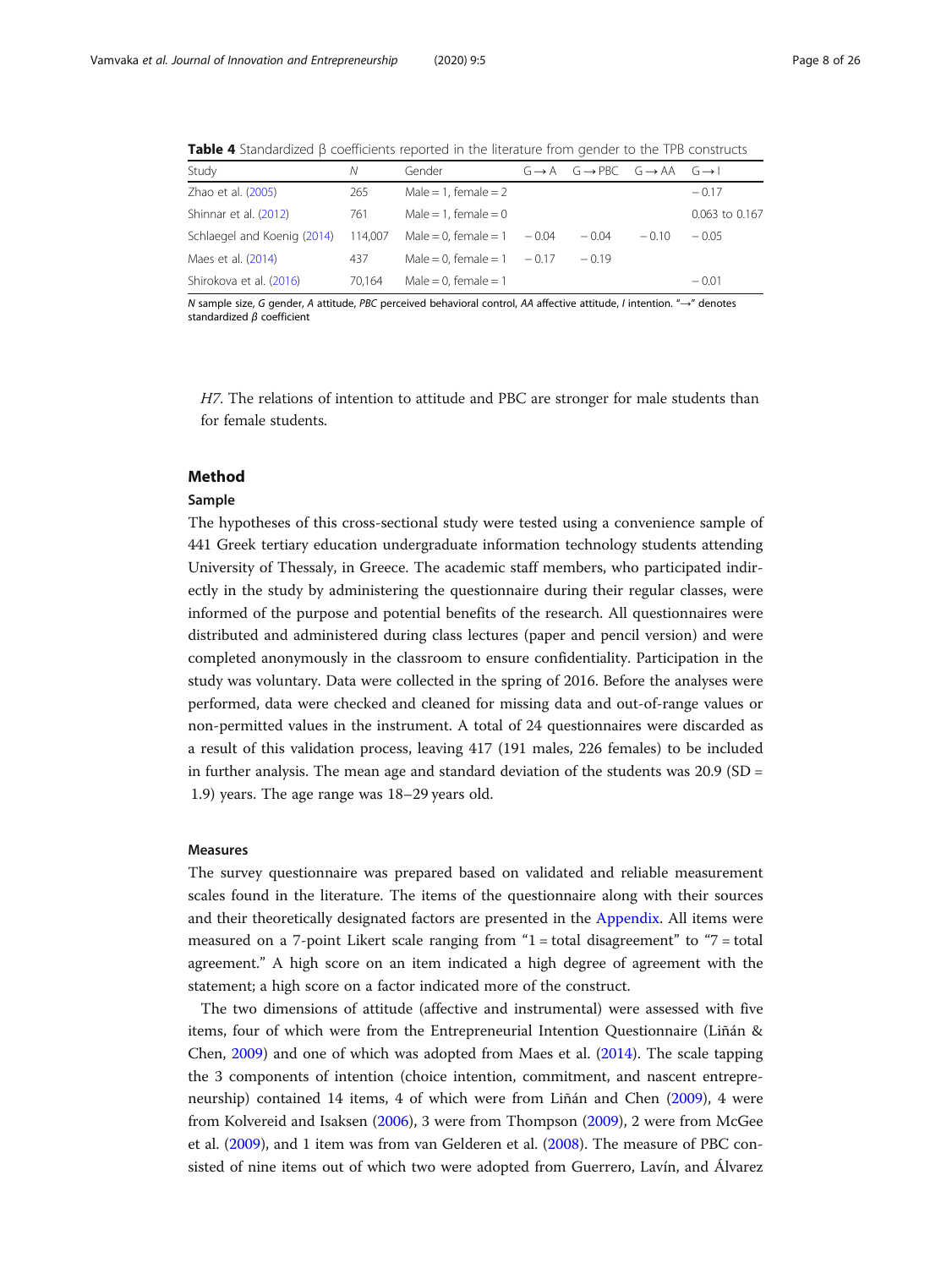**Table 4** Standardized β coefficients reported in the literature from gender to the TPB constructs

| Study | N | Gender | G→A | G→PBC | G→AA | G→I |
|---|---|---|---|---|---|---|
| Zhao et al. (2005) | 265 | Male = 1, female = 2 | | | | − 0.17 |
| Shinnar et al. (2012) | 761 | Male = 1, female = 0 | | | | 0.063 to 0.167 |
| Schlaegel and Koenig (2014) | 114,007 | Male = 0, female = 1 | − 0.04 | − 0.04 | − 0.10 | − 0.05 |
| Maes et al. (2014) | 437 | Male = 0, female = 1 | − 0.17 | − 0.19 | | |
| Shirokova et al. (2016) | 70,164 | Male = 0, female = 1 | | | | − 0.01 |

*N* sample size, *G* gender, *A* attitude, *PBC* perceived behavioral control, *AA* affective attitude, *I* intention. "→" denotes standardized *β* coefficient

*H7*. The relations of intention to attitude and PBC are stronger for male students than for female students.

## Method

### Sample

The hypotheses of this cross-sectional study were tested using a convenience sample of 441 Greek tertiary education undergraduate information technology students attending University of Thessaly, in Greece. The academic staff members, who participated indirectly in the study by administering the questionnaire during their regular classes, were informed of the purpose and potential benefits of the research. All questionnaires were distributed and administered during class lectures (paper and pencil version) and were completed anonymously in the classroom to ensure confidentiality. Participation in the study was voluntary. Data were collected in the spring of 2016. Before the analyses were performed, data were checked and cleaned for missing data and out-of-range values or non-permitted values in the instrument. A total of 24 questionnaires were discarded as a result of this validation process, leaving 417 (191 males, 226 females) to be included in further analysis. The mean age and standard deviation of the students was 20.9 (SD = 1.9) years. The age range was 18–29 years old.

### Measures

The survey questionnaire was prepared based on validated and reliable measurement scales found in the literature. The items of the questionnaire along with their sources and their theoretically designated factors are presented in the Appendix. All items were measured on a 7-point Likert scale ranging from "1 = total disagreement" to "7 = total agreement." A high score on an item indicated a high degree of agreement with the statement; a high score on a factor indicated more of the construct.

The two dimensions of attitude (affective and instrumental) were assessed with five items, four of which were from the Entrepreneurial Intention Questionnaire (Liñán & Chen, 2009) and one of which was adopted from Maes et al. (2014). The scale tapping the 3 components of intention (choice intention, commitment, and nascent entrepreneurship) contained 14 items, 4 of which were from Liñán and Chen (2009), 4 were from Kolvereid and Isaksen (2006), 3 were from Thompson (2009), 2 were from McGee et al. (2009), and 1 item was from van Gelderen et al. (2008). The measure of PBC consisted of nine items out of which two were adopted from Guerrero, Lavín, and Álvarez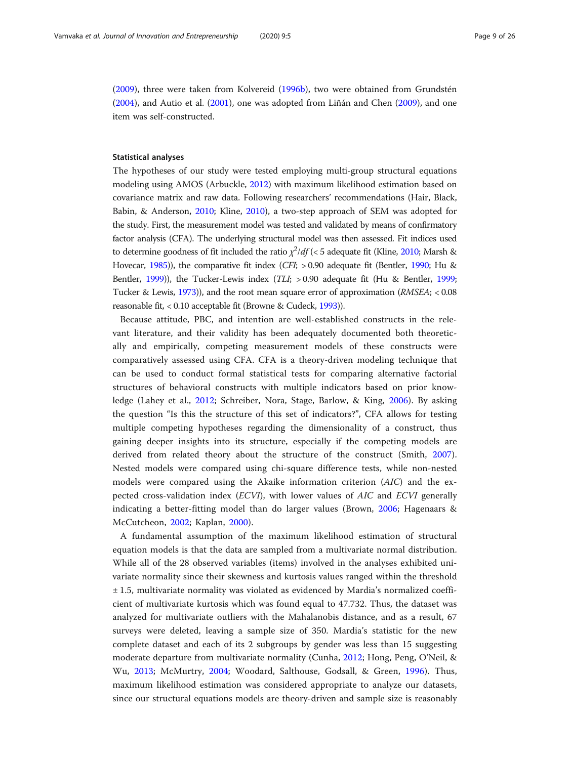(2009), three were taken from Kolvereid (1996b), two were obtained from Grundstén (2004), and Autio et al. (2001), one was adopted from Liñán and Chen (2009), and one item was self-constructed.

#### Statistical analyses

The hypotheses of our study were tested employing multi-group structural equations modeling using AMOS (Arbuckle, 2012) with maximum likelihood estimation based on covariance matrix and raw data. Following researchers' recommendations (Hair, Black, Babin, & Anderson, 2010; Kline, 2010), a two-step approach of SEM was adopted for the study. First, the measurement model was tested and validated by means of confirmatory factor analysis (CFA). The underlying structural model was then assessed. Fit indices used to determine goodness of fit included the ratio $\chi^2/df$ (< 5 adequate fit (Kline, 2010; Marsh & Hovecar, 1985)), the comparative fit index (*CFI*; > 0.90 adequate fit (Bentler, 1990; Hu & Bentler, 1999)), the Tucker-Lewis index (*TLI*; > 0.90 adequate fit (Hu & Bentler, 1999; Tucker & Lewis, 1973)), and the root mean square error of approximation (*RMSEA*; < 0.08 reasonable fit, < 0.10 acceptable fit (Browne & Cudeck, 1993)).

Because attitude, PBC, and intention are well-established constructs in the relevant literature, and their validity has been adequately documented both theoretically and empirically, competing measurement models of these constructs were comparatively assessed using CFA. CFA is a theory-driven modeling technique that can be used to conduct formal statistical tests for comparing alternative factorial structures of behavioral constructs with multiple indicators based on prior knowledge (Lahey et al., 2012; Schreiber, Nora, Stage, Barlow, & King, 2006). By asking the question "Is this the structure of this set of indicators?", CFA allows for testing multiple competing hypotheses regarding the dimensionality of a construct, thus gaining deeper insights into its structure, especially if the competing models are derived from related theory about the structure of the construct (Smith, 2007). Nested models were compared using chi-square difference tests, while non-nested models were compared using the Akaike information criterion (*AIC*) and the expected cross-validation index (*ECVI*), with lower values of *AIC* and *ECVI* generally indicating a better-fitting model than do larger values (Brown, 2006; Hagenaars & McCutcheon, 2002; Kaplan, 2000).

A fundamental assumption of the maximum likelihood estimation of structural equation models is that the data are sampled from a multivariate normal distribution. While all of the 28 observed variables (items) involved in the analyses exhibited univariate normality since their skewness and kurtosis values ranged within the threshold ± 1.5, multivariate normality was violated as evidenced by Mardia's normalized coefficient of multivariate kurtosis which was found equal to 47.732. Thus, the dataset was analyzed for multivariate outliers with the Mahalanobis distance, and as a result, 67 surveys were deleted, leaving a sample size of 350. Mardia's statistic for the new complete dataset and each of its 2 subgroups by gender was less than 15 suggesting moderate departure from multivariate normality (Cunha, 2012; Hong, Peng, O'Neil, & Wu, 2013; McMurtry, 2004; Woodard, Salthouse, Godsall, & Green, 1996). Thus, maximum likelihood estimation was considered appropriate to analyze our datasets, since our structural equations models are theory-driven and sample size is reasonably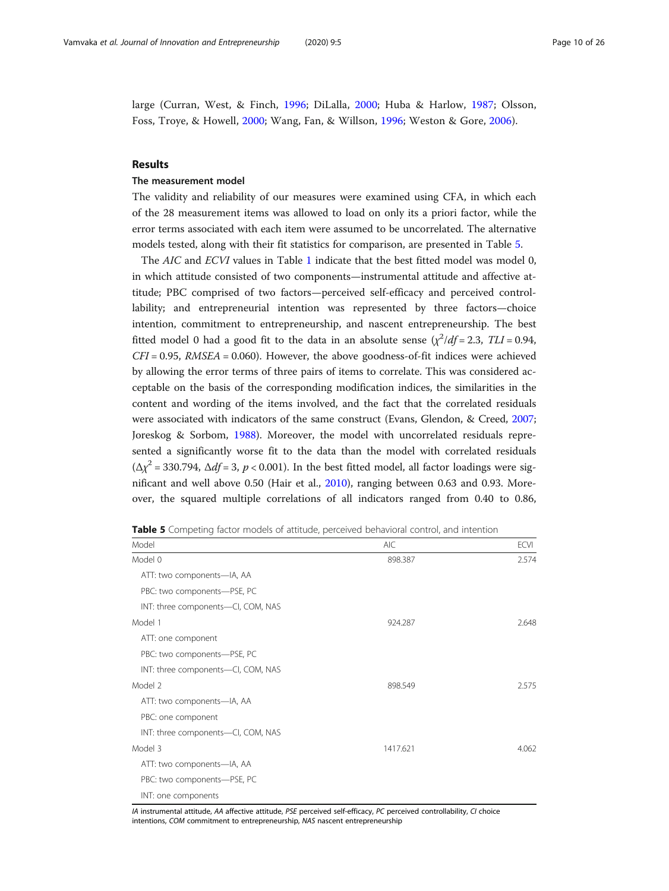large (Curran, West, & Finch, 1996; DiLalla, 2000; Huba & Harlow, 1987; Olsson, Foss, Troye, & Howell, 2000; Wang, Fan, & Willson, 1996; Weston & Gore, 2006).

## Results

### The measurement model

The validity and reliability of our measures were examined using CFA, in which each of the 28 measurement items was allowed to load on only its a priori factor, while the error terms associated with each item were assumed to be uncorrelated. The alternative models tested, along with their fit statistics for comparison, are presented in Table 5.

The *AIC* and *ECVI* values in Table 1 indicate that the best fitted model was model 0, in which attitude consisted of two components—instrumental attitude and affective attitude; PBC comprised of two factors—perceived self-efficacy and perceived controllability; and entrepreneurial intention was represented by three factors—choice intention, commitment to entrepreneurship, and nascent entrepreneurship. The best fitted model 0 had a good fit to the data in an absolute sense ($\chi^2/df = 2.3$, $TLI = 0.94$, $CFI = 0.95$, $RMSEA = 0.060$). However, the above goodness-of-fit indices were achieved by allowing the error terms of three pairs of items to correlate. This was considered acceptable on the basis of the corresponding modification indices, the similarities in the content and wording of the items involved, and the fact that the correlated residuals were associated with indicators of the same construct (Evans, Glendon, & Creed, 2007; Joreskog & Sorbom, 1988). Moreover, the model with uncorrelated residuals represented a significantly worse fit to the data than the model with correlated residuals ($\Delta\chi^2 = 330.794$, $\Delta df = 3$, $p < 0.001$). In the best fitted model, all factor loadings were significant and well above 0.50 (Hair et al., 2010), ranging between 0.63 and 0.93. Moreover, the squared multiple correlations of all indicators ranged from 0.40 to 0.86,

**Table 5** Competing factor models of attitude, perceived behavioral control, and intention

| Model | AIC | ECVI |
|---|---|---|
| Model 0 | 898.387 | 2.574 |
| ATT: two components—IA, AA | | |
| PBC: two components—PSE, PC | | |
| INT: three components—CI, COM, NAS | | |
| Model 1 | 924.287 | 2.648 |
| ATT: one component | | |
| PBC: two components—PSE, PC | | |
| INT: three components—CI, COM, NAS | | |
| Model 2 | 898.549 | 2.575 |
| ATT: two components—IA, AA | | |
| PBC: one component | | |
| INT: three components—CI, COM, NAS | | |
| Model 3 | 1417.621 | 4.062 |
| ATT: two components—IA, AA | | |
| PBC: two components—PSE, PC | | |
| INT: one components | | |

*IA* instrumental attitude, *AA* affective attitude, *PSE* perceived self-efficacy, *PC* perceived controllability, *CI* choice intentions, *COM* commitment to entrepreneurship, *NAS* nascent entrepreneurship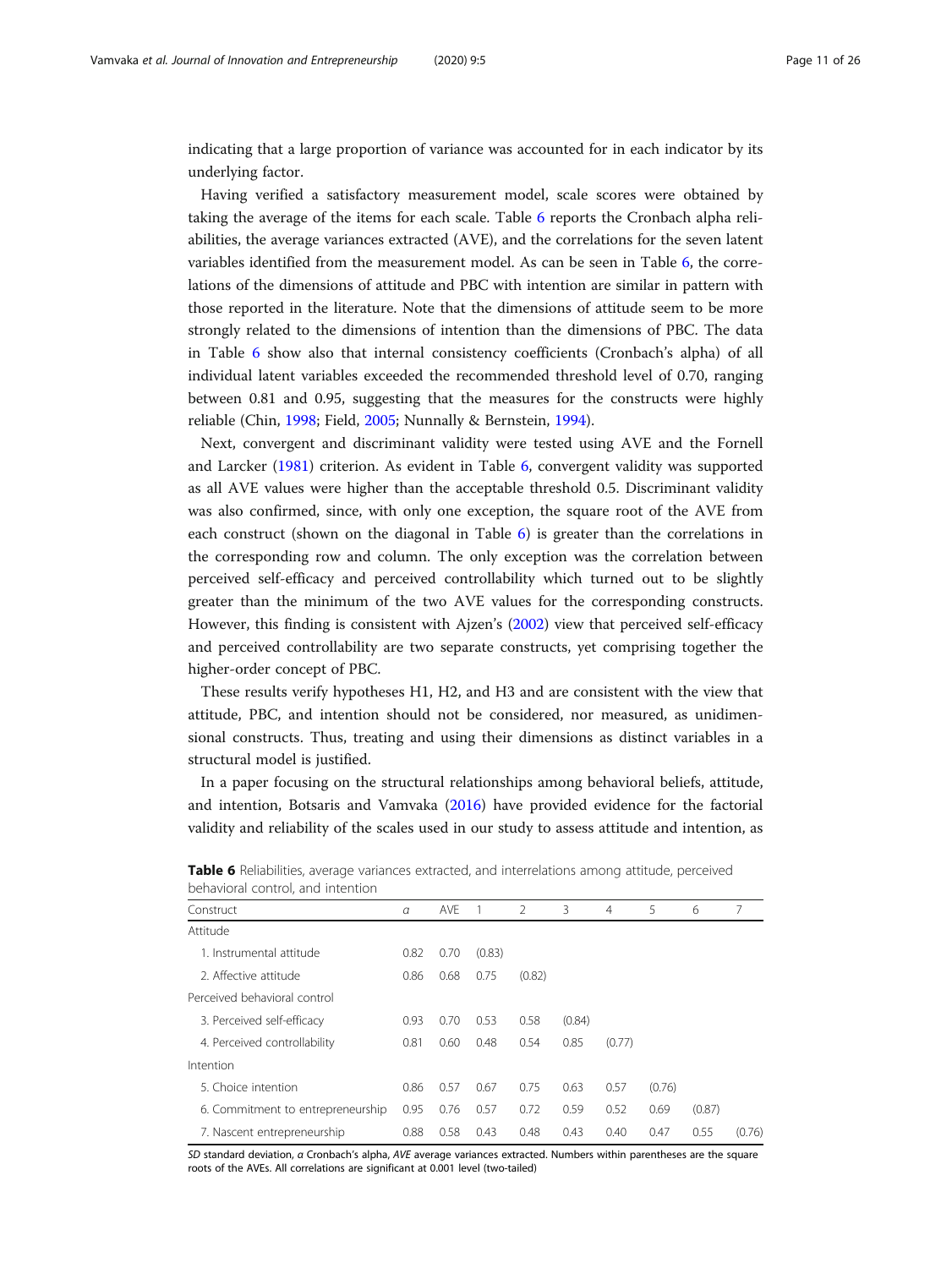indicating that a large proportion of variance was accounted for in each indicator by its underlying factor.

Having verified a satisfactory measurement model, scale scores were obtained by taking the average of the items for each scale. Table 6 reports the Cronbach alpha reliabilities, the average variances extracted (AVE), and the correlations for the seven latent variables identified from the measurement model. As can be seen in Table 6, the correlations of the dimensions of attitude and PBC with intention are similar in pattern with those reported in the literature. Note that the dimensions of attitude seem to be more strongly related to the dimensions of intention than the dimensions of PBC. The data in Table 6 show also that internal consistency coefficients (Cronbach's alpha) of all individual latent variables exceeded the recommended threshold level of 0.70, ranging between 0.81 and 0.95, suggesting that the measures for the constructs were highly reliable (Chin, 1998; Field, 2005; Nunnally & Bernstein, 1994).

Next, convergent and discriminant validity were tested using AVE and the Fornell and Larcker (1981) criterion. As evident in Table 6, convergent validity was supported as all AVE values were higher than the acceptable threshold 0.5. Discriminant validity was also confirmed, since, with only one exception, the square root of the AVE from each construct (shown on the diagonal in Table 6) is greater than the correlations in the corresponding row and column. The only exception was the correlation between perceived self-efficacy and perceived controllability which turned out to be slightly greater than the minimum of the two AVE values for the corresponding constructs. However, this finding is consistent with Ajzen's (2002) view that perceived self-efficacy and perceived controllability are two separate constructs, yet comprising together the higher-order concept of PBC.

These results verify hypotheses H1, H2, and H3 and are consistent with the view that attitude, PBC, and intention should not be considered, nor measured, as unidimensional constructs. Thus, treating and using their dimensions as distinct variables in a structural model is justified.

In a paper focusing on the structural relationships among behavioral beliefs, attitude, and intention, Botsaris and Vamvaka (2016) have provided evidence for the factorial validity and reliability of the scales used in our study to assess attitude and intention, as

**Table 6** Reliabilities, average variances extracted, and interrelations among attitude, perceived behavioral control, and intention

| Construct | *α* | AVE | 1 | 2 | 3 | 4 | 5 | 6 | 7 |
|---|---|---|---|---|---|---|---|---|---|
| Attitude | | | | | | | | | |
| 1. Instrumental attitude | 0.82 | 0.70 | (0.83) | | | | | | |
| 2. Affective attitude | 0.86 | 0.68 | 0.75 | (0.82) | | | | | |
| Perceived behavioral control | | | | | | | | | |
| 3. Perceived self-efficacy | 0.93 | 0.70 | 0.53 | 0.58 | (0.84) | | | | |
| 4. Perceived controllability | 0.81 | 0.60 | 0.48 | 0.54 | 0.85 | (0.77) | | | |
| Intention | | | | | | | | | |
| 5. Choice intention | 0.86 | 0.57 | 0.67 | 0.75 | 0.63 | 0.57 | (0.76) | | |
| 6. Commitment to entrepreneurship | 0.95 | 0.76 | 0.57 | 0.72 | 0.59 | 0.52 | 0.69 | (0.87) | |
| 7. Nascent entrepreneurship | 0.88 | 0.58 | 0.43 | 0.48 | 0.43 | 0.40 | 0.47 | 0.55 | (0.76) |

*SD* standard deviation, *α* Cronbach's alpha, *AVE* average variances extracted. Numbers within parentheses are the square roots of the AVEs. All correlations are significant at 0.001 level (two-tailed)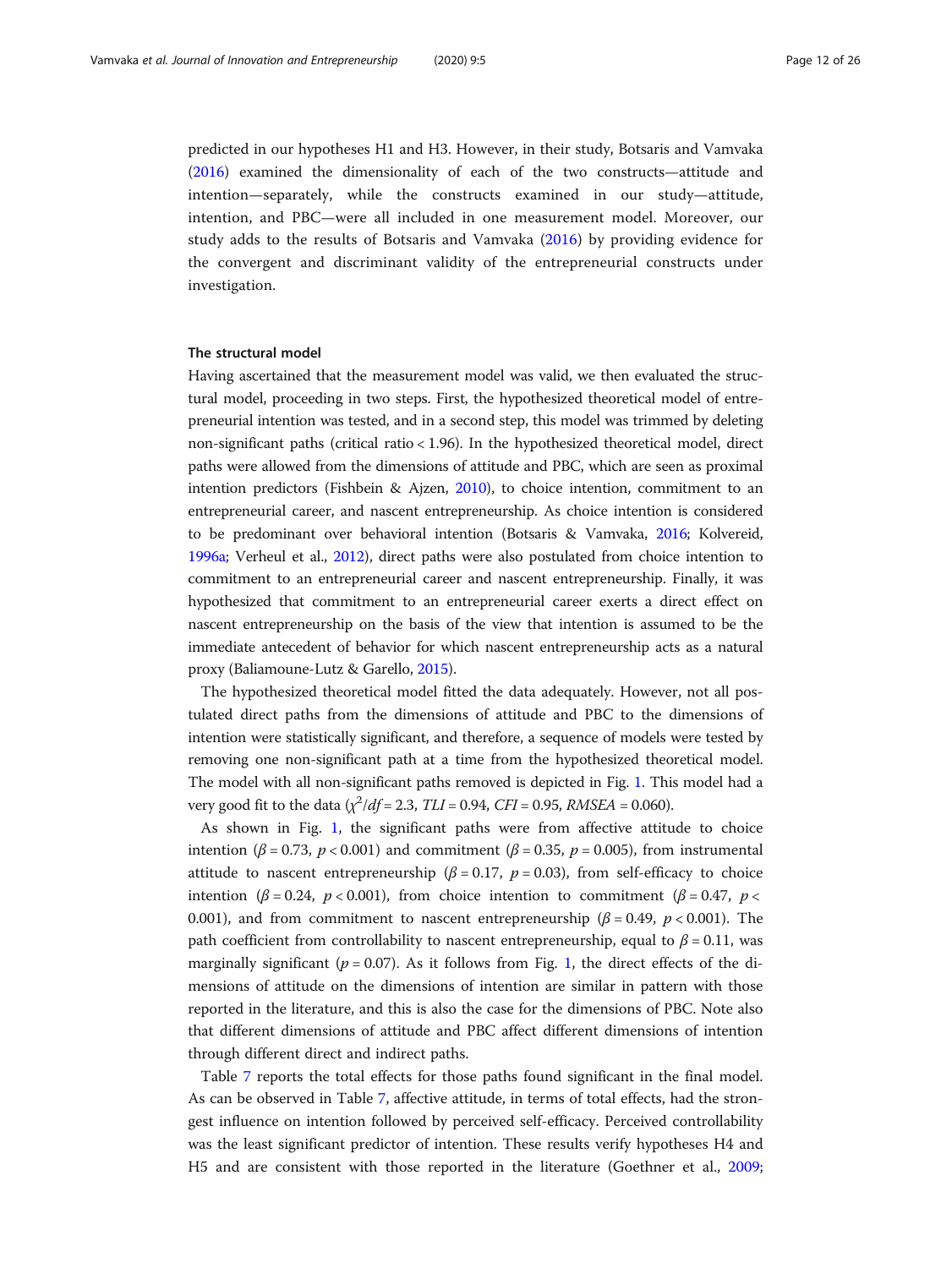predicted in our hypotheses H1 and H3. However, in their study, Botsaris and Vamvaka (2016) examined the dimensionality of each of the two constructs—attitude and intention—separately, while the constructs examined in our study—attitude, intention, and PBC—were all included in one measurement model. Moreover, our study adds to the results of Botsaris and Vamvaka (2016) by providing evidence for the convergent and discriminant validity of the entrepreneurial constructs under investigation.

#### The structural model

Having ascertained that the measurement model was valid, we then evaluated the structural model, proceeding in two steps. First, the hypothesized theoretical model of entrepreneurial intention was tested, and in a second step, this model was trimmed by deleting non-significant paths (critical ratio < 1.96). In the hypothesized theoretical model, direct paths were allowed from the dimensions of attitude and PBC, which are seen as proximal intention predictors (Fishbein & Ajzen, 2010), to choice intention, commitment to an entrepreneurial career, and nascent entrepreneurship. As choice intention is considered to be predominant over behavioral intention (Botsaris & Vamvaka, 2016; Kolvereid, 1996a; Verheul et al., 2012), direct paths were also postulated from choice intention to commitment to an entrepreneurial career and nascent entrepreneurship. Finally, it was hypothesized that commitment to an entrepreneurial career exerts a direct effect on nascent entrepreneurship on the basis of the view that intention is assumed to be the immediate antecedent of behavior for which nascent entrepreneurship acts as a natural proxy (Baliamoune-Lutz & Garello, 2015).

The hypothesized theoretical model fitted the data adequately. However, not all postulated direct paths from the dimensions of attitude and PBC to the dimensions of intention were statistically significant, and therefore, a sequence of models were tested by removing one non-significant path at a time from the hypothesized theoretical model. The model with all non-significant paths removed is depicted in Fig. 1. This model had a very good fit to the data ($\chi^2/df = 2.3$, $TLI = 0.94$, $CFI = 0.95$, $RMSEA = 0.060$).

As shown in Fig. 1, the significant paths were from affective attitude to choice intention ($\beta = 0.73$, $p < 0.001$) and commitment ($\beta = 0.35$, $p = 0.005$), from instrumental attitude to nascent entrepreneurship ($\beta = 0.17$, $p = 0.03$), from self-efficacy to choice intention ($\beta = 0.24$, $p < 0.001$), from choice intention to commitment ($\beta = 0.47$, $p < 0.001$), and from commitment to nascent entrepreneurship ($\beta = 0.49$, $p < 0.001$). The path coefficient from controllability to nascent entrepreneurship, equal to $\beta = 0.11$, was marginally significant ($p = 0.07$). As it follows from Fig. 1, the direct effects of the dimensions of attitude on the dimensions of intention are similar in pattern with those reported in the literature, and this is also the case for the dimensions of PBC. Note also that different dimensions of attitude and PBC affect different dimensions of intention through different direct and indirect paths.

Table 7 reports the total effects for those paths found significant in the final model. As can be observed in Table 7, affective attitude, in terms of total effects, had the strongest influence on intention followed by perceived self-efficacy. Perceived controllability was the least significant predictor of intention. These results verify hypotheses H4 and H5 and are consistent with those reported in the literature (Goethner et al., 2009;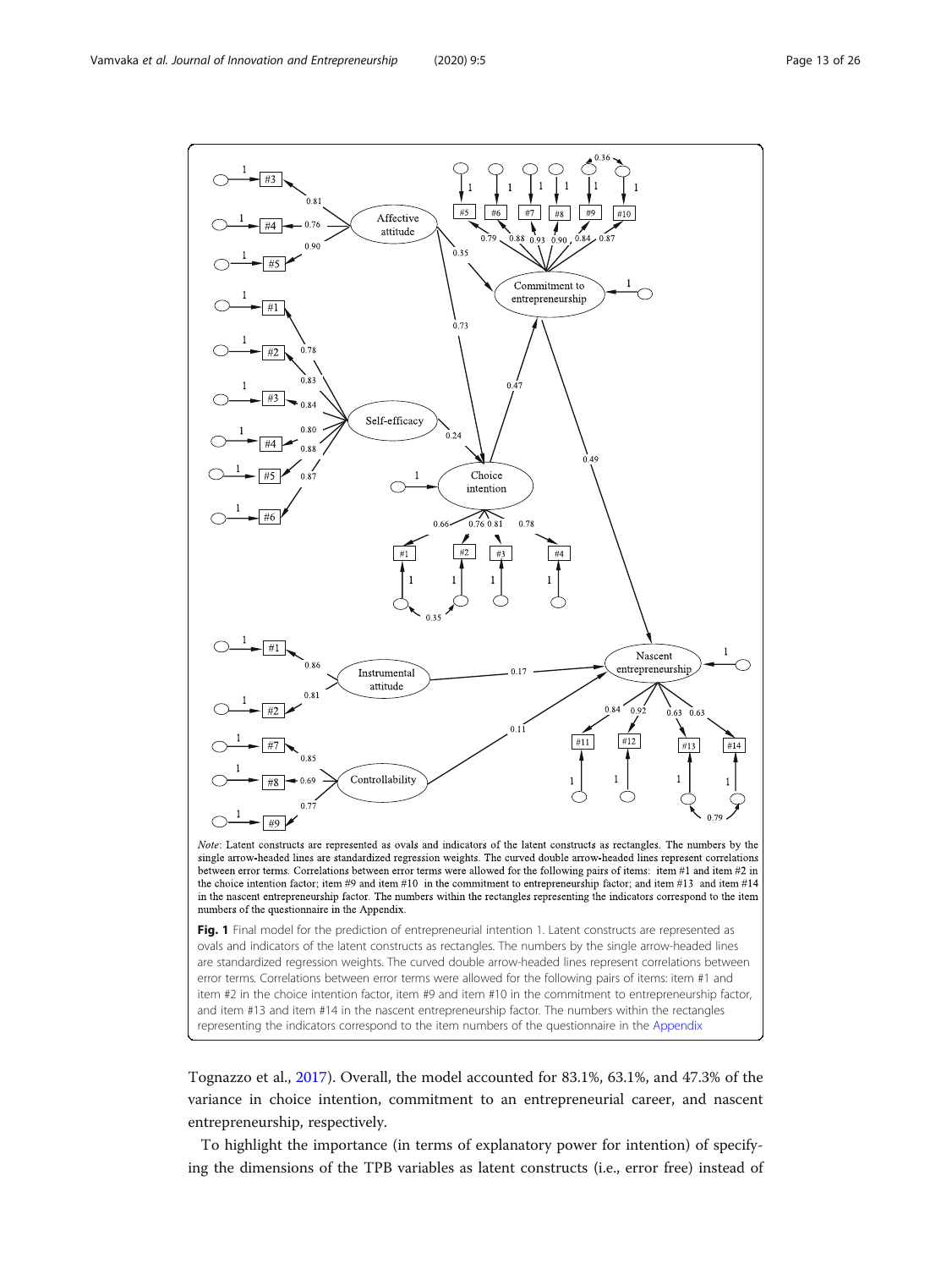Affective attitude

#3
#4
#5

0.81
0.76
0.90

Commitment to entrepreneurship

#5 #6 #7 #8 #9 #10

0.79 0.88 0.93 0.90 0.84 0.87

0.36

0.35

0.73

Self-efficacy

#1
#2
#3
#4
#5
#6

0.78
0.83
0.84
0.80
0.88
0.87

0.24

0.47

0.49

Choice intention

0.66 0.76 0.81 0.78

#1 #2 #3 #4

0.35

Instrumental attitude

#1
#2

0.86
0.81

0.17

Nascent entrepreneurship

0.84 0.92 0.63 0.63

#11 #12 #13 #14

0.79

Controllability

#7
#8
#9

0.85
0.69
0.77

0.11

1

*Note*: Latent constructs are represented as ovals and indicators of the latent constructs as rectangles. The numbers by the single arrow-headed lines are standardized regression weights. The curved double arrow-headed lines represent correlations between error terms. Correlations between error terms were allowed for the following pairs of items: item #1 and item #2 in the choice intention factor; item #9 and item #10 in the commitment to entrepreneurship factor; and item #13 and item #14 in the nascent entrepreneurship factor. The numbers within the rectangles representing the indicators correspond to the item numbers of the questionnaire in the Appendix.

**Fig. 1** Final model for the prediction of entrepreneurial intention 1. Latent constructs are represented as ovals and indicators of the latent constructs as rectangles. The numbers by the single arrow-headed lines are standardized regression weights. The curved double arrow-headed lines represent correlations between error terms. Correlations between error terms were allowed for the following pairs of items: item #1 and item #2 in the choice intention factor, item #9 and item #10 in the commitment to entrepreneurship factor, and item #13 and item #14 in the nascent entrepreneurship factor. The numbers within the rectangles representing the indicators correspond to the item numbers of the questionnaire in the Appendix

Tognazzo et al., 2017). Overall, the model accounted for 83.1%, 63.1%, and 47.3% of the variance in choice intention, commitment to an entrepreneurial career, and nascent entrepreneurship, respectively.

To highlight the importance (in terms of explanatory power for intention) of specifying the dimensions of the TPB variables as latent constructs (i.e., error free) instead of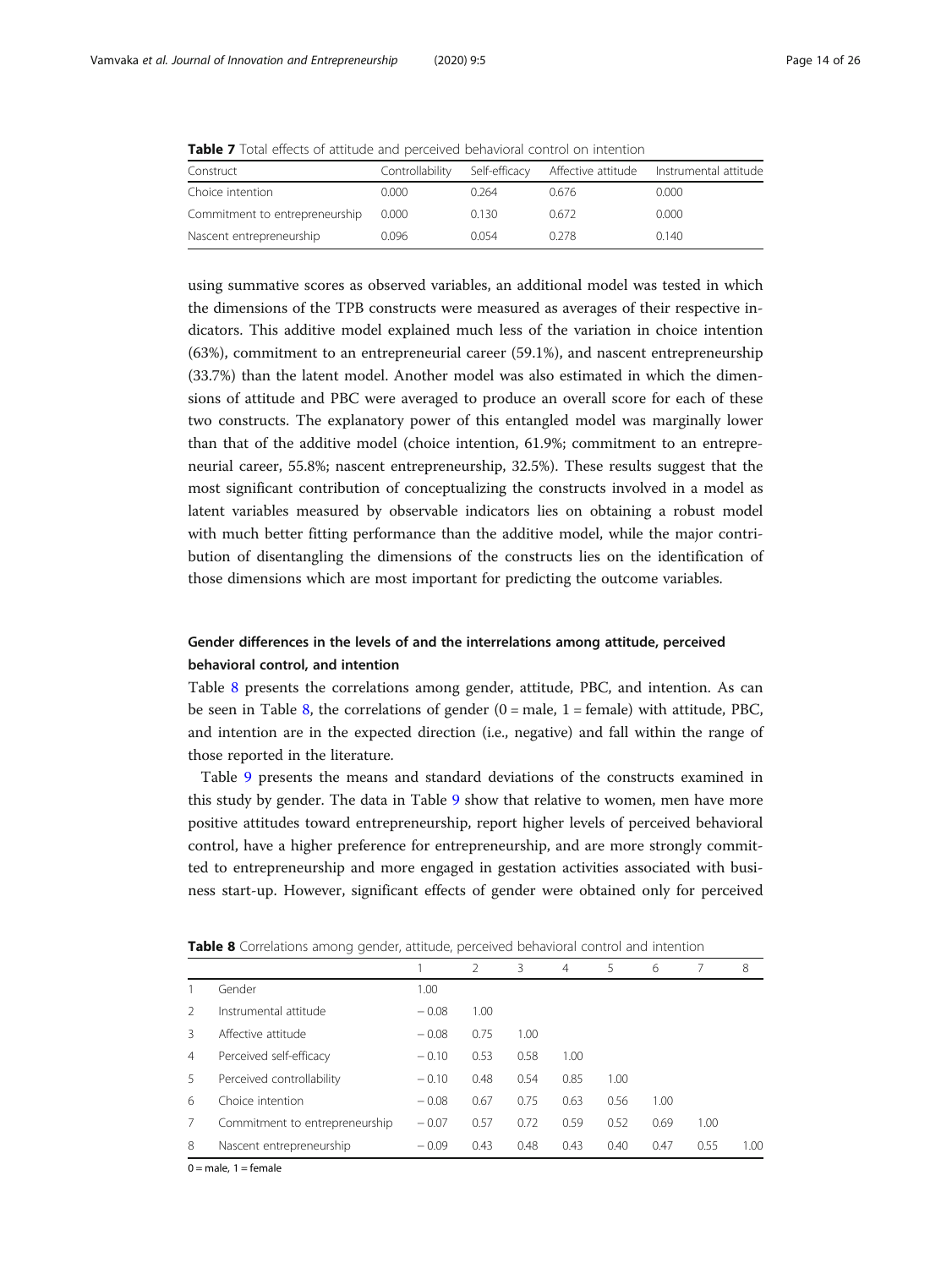**Table 7** Total effects of attitude and perceived behavioral control on intention

| Construct | Controllability | Self-efficacy | Affective attitude | Instrumental attitude |
|---|---|---|---|---|
| Choice intention | 0.000 | 0.264 | 0.676 | 0.000 |
| Commitment to entrepreneurship | 0.000 | 0.130 | 0.672 | 0.000 |
| Nascent entrepreneurship | 0.096 | 0.054 | 0.278 | 0.140 |

using summative scores as observed variables, an additional model was tested in which the dimensions of the TPB constructs were measured as averages of their respective indicators. This additive model explained much less of the variation in choice intention (63%), commitment to an entrepreneurial career (59.1%), and nascent entrepreneurship (33.7%) than the latent model. Another model was also estimated in which the dimensions of attitude and PBC were averaged to produce an overall score for each of these two constructs. The explanatory power of this entangled model was marginally lower than that of the additive model (choice intention, 61.9%; commitment to an entrepreneurial career, 55.8%; nascent entrepreneurship, 32.5%). These results suggest that the most significant contribution of conceptualizing the constructs involved in a model as latent variables measured by observable indicators lies on obtaining a robust model with much better fitting performance than the additive model, while the major contribution of disentangling the dimensions of the constructs lies on the identification of those dimensions which are most important for predicting the outcome variables.

### Gender differences in the levels of and the interrelations among attitude, perceived behavioral control, and intention

Table 8 presents the correlations among gender, attitude, PBC, and intention. As can be seen in Table 8, the correlations of gender (0 = male, 1 = female) with attitude, PBC, and intention are in the expected direction (i.e., negative) and fall within the range of those reported in the literature.

Table 9 presents the means and standard deviations of the constructs examined in this study by gender. The data in Table 9 show that relative to women, men have more positive attitudes toward entrepreneurship, report higher levels of perceived behavioral control, have a higher preference for entrepreneurship, and are more strongly committed to entrepreneurship and more engaged in gestation activities associated with business start-up. However, significant effects of gender were obtained only for perceived

**Table 8** Correlations among gender, attitude, perceived behavioral control and intention

| | | 1 | 2 | 3 | 4 | 5 | 6 | 7 | 8 |
|---|---|---|---|---|---|---|---|---|---|
| 1 | Gender | 1.00 | | | | | | | |
| 2 | Instrumental attitude | − 0.08 | 1.00 | | | | | | |
| 3 | Affective attitude | − 0.08 | 0.75 | 1.00 | | | | | |
| 4 | Perceived self-efficacy | − 0.10 | 0.53 | 0.58 | 1.00 | | | | |
| 5 | Perceived controllability | − 0.10 | 0.48 | 0.54 | 0.85 | 1.00 | | | |
| 6 | Choice intention | − 0.08 | 0.67 | 0.75 | 0.63 | 0.56 | 1.00 | | |
| 7 | Commitment to entrepreneurship | − 0.07 | 0.57 | 0.72 | 0.59 | 0.52 | 0.69 | 1.00 | |
| 8 | Nascent entrepreneurship | − 0.09 | 0.43 | 0.48 | 0.43 | 0.40 | 0.47 | 0.55 | 1.00 |

0 = male, 1 = female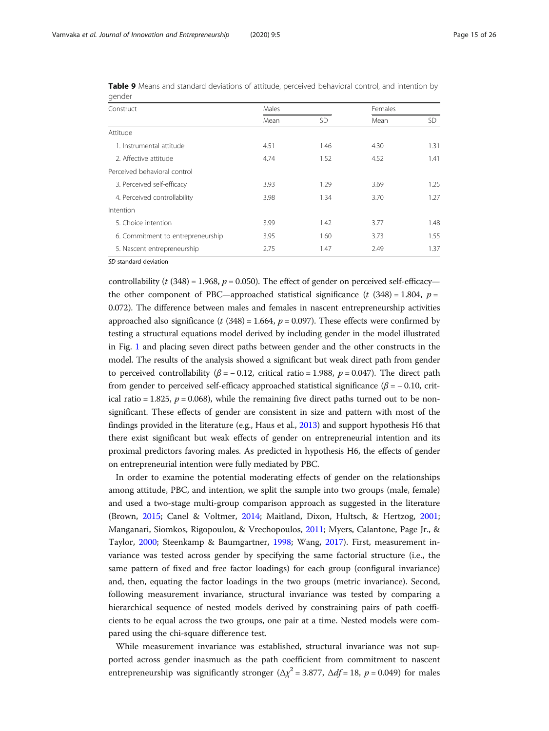**Table 9** Means and standard deviations of attitude, perceived behavioral control, and intention by gender

| Construct | Males | | Females | |
|---|---|---|---|---|
| | Mean | SD | Mean | SD |
| Attitude | | | | |
| 1. Instrumental attitude | 4.51 | 1.46 | 4.30 | 1.31 |
| 2. Affective attitude | 4.74 | 1.52 | 4.52 | 1.41 |
| Perceived behavioral control | | | | |
| 3. Perceived self-efficacy | 3.93 | 1.29 | 3.69 | 1.25 |
| 4. Perceived controllability | 3.98 | 1.34 | 3.70 | 1.27 |
| Intention | | | | |
| 5. Choice intention | 3.99 | 1.42 | 3.77 | 1.48 |
| 6. Commitment to entrepreneurship | 3.95 | 1.60 | 3.73 | 1.55 |
| 5. Nascent entrepreneurship | 2.75 | 1.47 | 2.49 | 1.37 |

*SD* standard deviation

controllability ($t$ (348) = 1.968, $p$ = 0.050). The effect of gender on perceived self-efficacy—the other component of PBC—approached statistical significance ($t$ (348) = 1.804, $p$ = 0.072). The difference between males and females in nascent entrepreneurship activities approached also significance ($t$ (348) = 1.664, $p$ = 0.097). These effects were confirmed by testing a structural equations model derived by including gender in the model illustrated in Fig. 1 and placing seven direct paths between gender and the other constructs in the model. The results of the analysis showed a significant but weak direct path from gender to perceived controllability ($\beta$ = − 0.12, critical ratio = 1.988, $p$ = 0.047). The direct path from gender to perceived self-efficacy approached statistical significance ($\beta$ = − 0.10, critical ratio = 1.825, $p$ = 0.068), while the remaining five direct paths turned out to be non-significant. These effects of gender are consistent in size and pattern with most of the findings provided in the literature (e.g., Haus et al., 2013) and support hypothesis H6 that there exist significant but weak effects of gender on entrepreneurial intention and its proximal predictors favoring males. As predicted in hypothesis H6, the effects of gender on entrepreneurial intention were fully mediated by PBC.

In order to examine the potential moderating effects of gender on the relationships among attitude, PBC, and intention, we split the sample into two groups (male, female) and used a two-stage multi-group comparison approach as suggested in the literature (Brown, 2015; Canel & Voltmer, 2014; Maitland, Dixon, Hultsch, & Hertzog, 2001; Manganari, Siomkos, Rigopoulou, & Vrechopoulos, 2011; Myers, Calantone, Page Jr., & Taylor, 2000; Steenkamp & Baumgartner, 1998; Wang, 2017). First, measurement invariance was tested across gender by specifying the same factorial structure (i.e., the same pattern of fixed and free factor loadings) for each group (configural invariance) and, then, equating the factor loadings in the two groups (metric invariance). Second, following measurement invariance, structural invariance was tested by comparing a hierarchical sequence of nested models derived by constraining pairs of path coefficients to be equal across the two groups, one pair at a time. Nested models were compared using the chi-square difference test.

While measurement invariance was established, structural invariance was not supported across gender inasmuch as the path coefficient from commitment to nascent entrepreneurship was significantly stronger ($\Delta\chi^2$ = 3.877, $\Delta df$ = 18, $p$ = 0.049) for males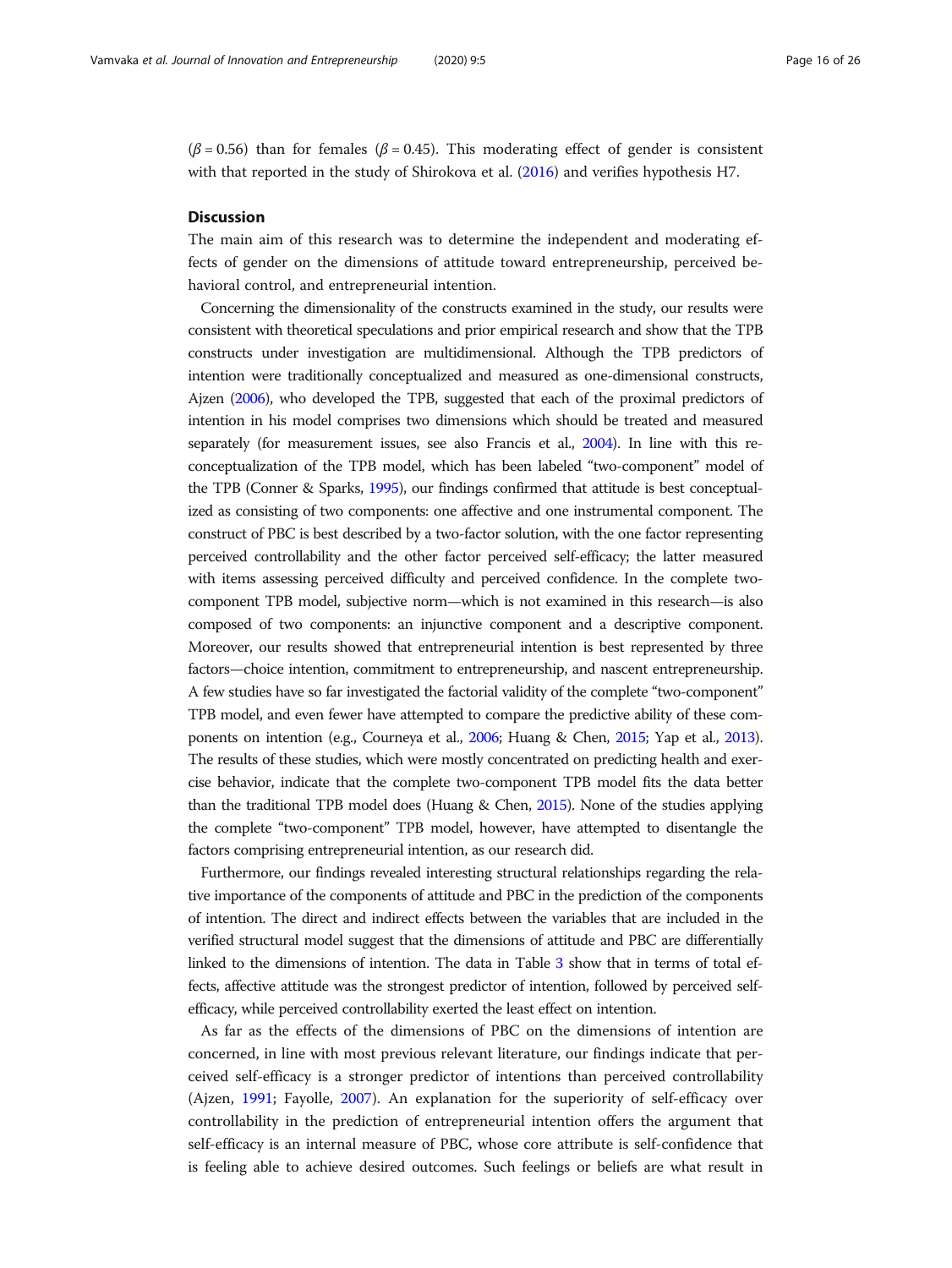($\beta = 0.56$) than for females ($\beta = 0.45$). This moderating effect of gender is consistent with that reported in the study of Shirokova et al. (2016) and verifies hypothesis H7.

## Discussion

The main aim of this research was to determine the independent and moderating effects of gender on the dimensions of attitude toward entrepreneurship, perceived behavioral control, and entrepreneurial intention.

Concerning the dimensionality of the constructs examined in the study, our results were consistent with theoretical speculations and prior empirical research and show that the TPB constructs under investigation are multidimensional. Although the TPB predictors of intention were traditionally conceptualized and measured as one-dimensional constructs, Ajzen (2006), who developed the TPB, suggested that each of the proximal predictors of intention in his model comprises two dimensions which should be treated and measured separately (for measurement issues, see also Francis et al., 2004). In line with this reconceptualization of the TPB model, which has been labeled "two-component" model of the TPB (Conner & Sparks, 1995), our findings confirmed that attitude is best conceptualized as consisting of two components: one affective and one instrumental component. The construct of PBC is best described by a two-factor solution, with the one factor representing perceived controllability and the other factor perceived self-efficacy; the latter measured with items assessing perceived difficulty and perceived confidence. In the complete two-component TPB model, subjective norm—which is not examined in this research—is also composed of two components: an injunctive component and a descriptive component. Moreover, our results showed that entrepreneurial intention is best represented by three factors—choice intention, commitment to entrepreneurship, and nascent entrepreneurship. A few studies have so far investigated the factorial validity of the complete "two-component" TPB model, and even fewer have attempted to compare the predictive ability of these components on intention (e.g., Courneya et al., 2006; Huang & Chen, 2015; Yap et al., 2013). The results of these studies, which were mostly concentrated on predicting health and exercise behavior, indicate that the complete two-component TPB model fits the data better than the traditional TPB model does (Huang & Chen, 2015). None of the studies applying the complete "two-component" TPB model, however, have attempted to disentangle the factors comprising entrepreneurial intention, as our research did.

Furthermore, our findings revealed interesting structural relationships regarding the relative importance of the components of attitude and PBC in the prediction of the components of intention. The direct and indirect effects between the variables that are included in the verified structural model suggest that the dimensions of attitude and PBC are differentially linked to the dimensions of intention. The data in Table 3 show that in terms of total effects, affective attitude was the strongest predictor of intention, followed by perceived self-efficacy, while perceived controllability exerted the least effect on intention.

As far as the effects of the dimensions of PBC on the dimensions of intention are concerned, in line with most previous relevant literature, our findings indicate that perceived self-efficacy is a stronger predictor of intentions than perceived controllability (Ajzen, 1991; Fayolle, 2007). An explanation for the superiority of self-efficacy over controllability in the prediction of entrepreneurial intention offers the argument that self-efficacy is an internal measure of PBC, whose core attribute is self-confidence that is feeling able to achieve desired outcomes. Such feelings or beliefs are what result in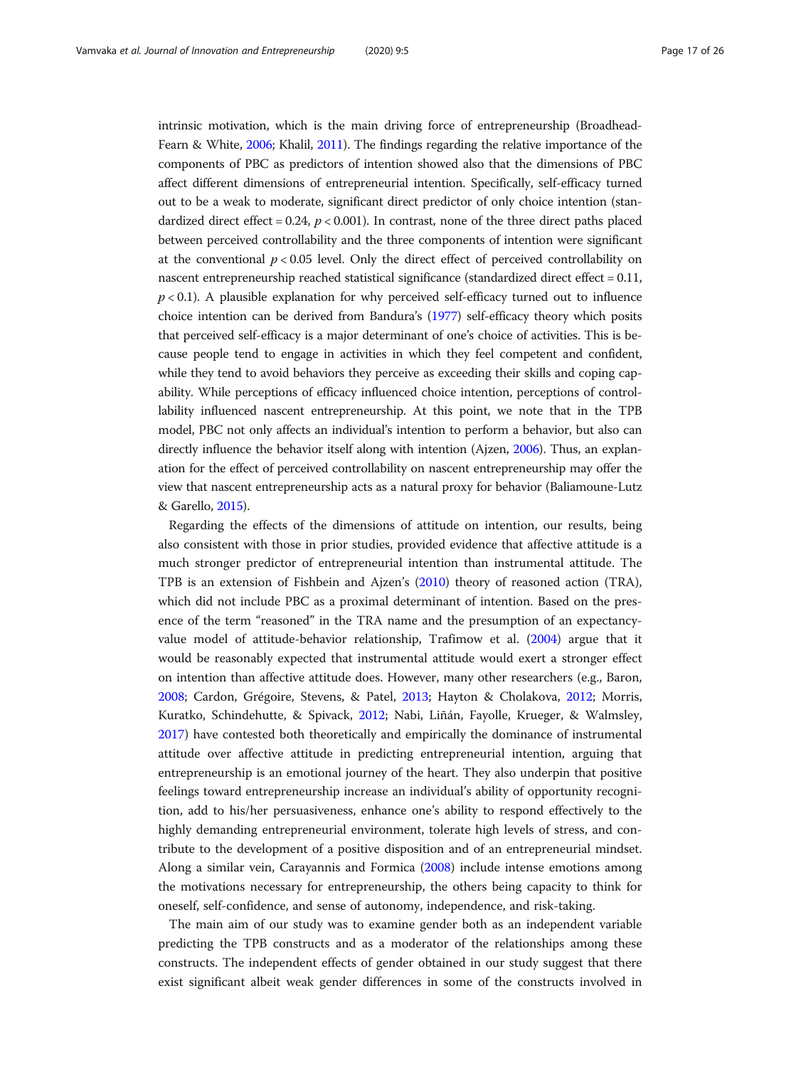intrinsic motivation, which is the main driving force of entrepreneurship (Broadhead-Fearn & White, 2006; Khalil, 2011). The findings regarding the relative importance of the components of PBC as predictors of intention showed also that the dimensions of PBC affect different dimensions of entrepreneurial intention. Specifically, self-efficacy turned out to be a weak to moderate, significant direct predictor of only choice intention (standardized direct effect = 0.24, $p < 0.001$). In contrast, none of the three direct paths placed between perceived controllability and the three components of intention were significant at the conventional $p < 0.05$ level. Only the direct effect of perceived controllability on nascent entrepreneurship reached statistical significance (standardized direct effect = 0.11, $p < 0.1$). A plausible explanation for why perceived self-efficacy turned out to influence choice intention can be derived from Bandura's (1977) self-efficacy theory which posits that perceived self-efficacy is a major determinant of one's choice of activities. This is because people tend to engage in activities in which they feel competent and confident, while they tend to avoid behaviors they perceive as exceeding their skills and coping capability. While perceptions of efficacy influenced choice intention, perceptions of controllability influenced nascent entrepreneurship. At this point, we note that in the TPB model, PBC not only affects an individual's intention to perform a behavior, but also can directly influence the behavior itself along with intention (Ajzen, 2006). Thus, an explanation for the effect of perceived controllability on nascent entrepreneurship may offer the view that nascent entrepreneurship acts as a natural proxy for behavior (Baliamoune-Lutz & Garello, 2015).

Regarding the effects of the dimensions of attitude on intention, our results, being also consistent with those in prior studies, provided evidence that affective attitude is a much stronger predictor of entrepreneurial intention than instrumental attitude. The TPB is an extension of Fishbein and Ajzen's (2010) theory of reasoned action (TRA), which did not include PBC as a proximal determinant of intention. Based on the presence of the term "reasoned" in the TRA name and the presumption of an expectancy-value model of attitude-behavior relationship, Trafimow et al. (2004) argue that it would be reasonably expected that instrumental attitude would exert a stronger effect on intention than affective attitude does. However, many other researchers (e.g., Baron, 2008; Cardon, Grégoire, Stevens, & Patel, 2013; Hayton & Cholakova, 2012; Morris, Kuratko, Schindehutte, & Spivack, 2012; Nabi, Liñán, Fayolle, Krueger, & Walmsley, 2017) have contested both theoretically and empirically the dominance of instrumental attitude over affective attitude in predicting entrepreneurial intention, arguing that entrepreneurship is an emotional journey of the heart. They also underpin that positive feelings toward entrepreneurship increase an individual's ability of opportunity recognition, add to his/her persuasiveness, enhance one's ability to respond effectively to the highly demanding entrepreneurial environment, tolerate high levels of stress, and contribute to the development of a positive disposition and of an entrepreneurial mindset. Along a similar vein, Carayannis and Formica (2008) include intense emotions among the motivations necessary for entrepreneurship, the others being capacity to think for oneself, self-confidence, and sense of autonomy, independence, and risk-taking.

The main aim of our study was to examine gender both as an independent variable predicting the TPB constructs and as a moderator of the relationships among these constructs. The independent effects of gender obtained in our study suggest that there exist significant albeit weak gender differences in some of the constructs involved in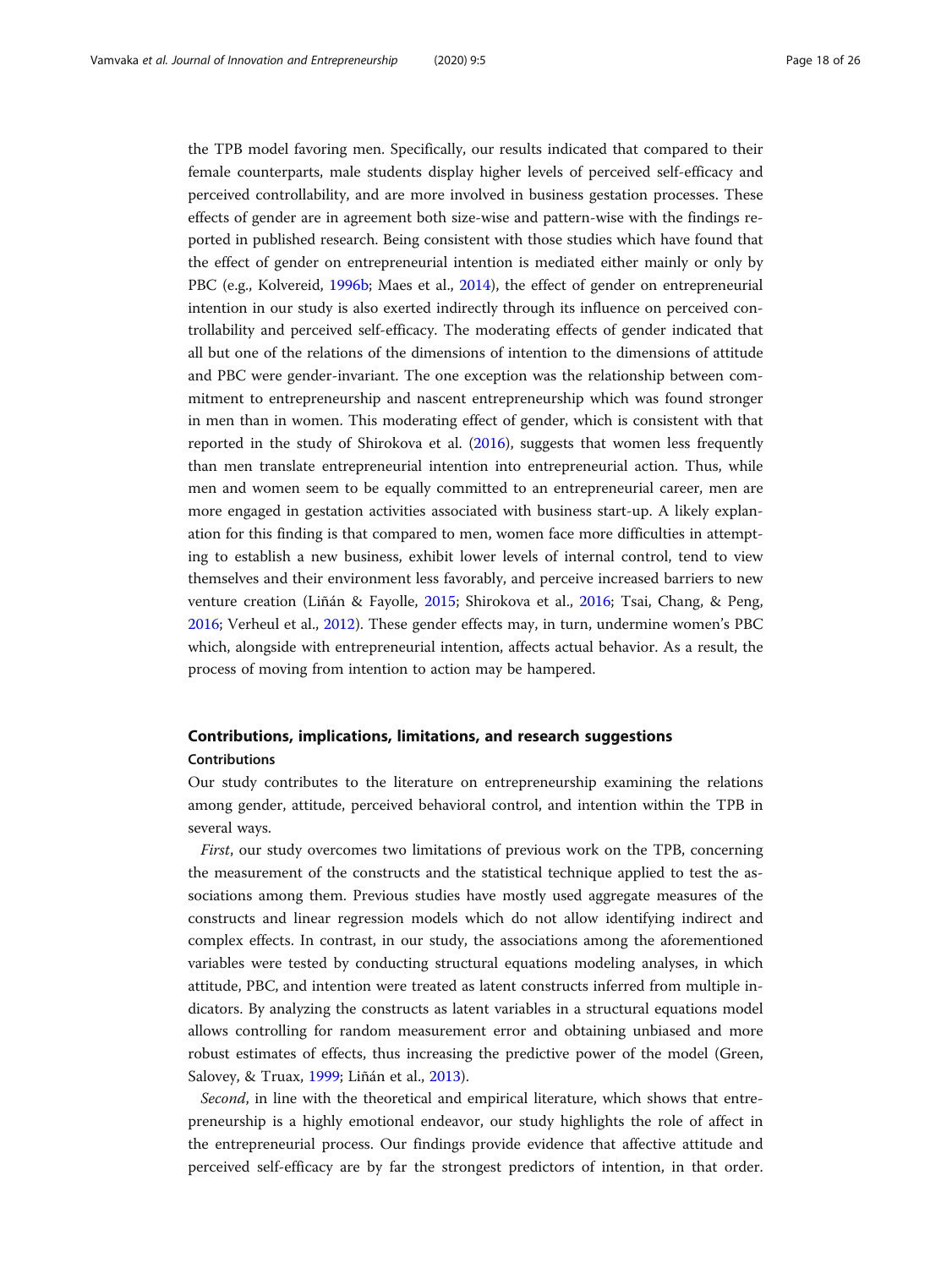the TPB model favoring men. Specifically, our results indicated that compared to their female counterparts, male students display higher levels of perceived self-efficacy and perceived controllability, and are more involved in business gestation processes. These effects of gender are in agreement both size-wise and pattern-wise with the findings reported in published research. Being consistent with those studies which have found that the effect of gender on entrepreneurial intention is mediated either mainly or only by PBC (e.g., Kolvereid, 1996b; Maes et al., 2014), the effect of gender on entrepreneurial intention in our study is also exerted indirectly through its influence on perceived controllability and perceived self-efficacy. The moderating effects of gender indicated that all but one of the relations of the dimensions of intention to the dimensions of attitude and PBC were gender-invariant. The one exception was the relationship between commitment to entrepreneurship and nascent entrepreneurship which was found stronger in men than in women. This moderating effect of gender, which is consistent with that reported in the study of Shirokova et al. (2016), suggests that women less frequently than men translate entrepreneurial intention into entrepreneurial action. Thus, while men and women seem to be equally committed to an entrepreneurial career, men are more engaged in gestation activities associated with business start-up. A likely explanation for this finding is that compared to men, women face more difficulties in attempting to establish a new business, exhibit lower levels of internal control, tend to view themselves and their environment less favorably, and perceive increased barriers to new venture creation (Liñán & Fayolle, 2015; Shirokova et al., 2016; Tsai, Chang, & Peng, 2016; Verheul et al., 2012). These gender effects may, in turn, undermine women's PBC which, alongside with entrepreneurial intention, affects actual behavior. As a result, the process of moving from intention to action may be hampered.

## Contributions, implications, limitations, and research suggestions

### Contributions

Our study contributes to the literature on entrepreneurship examining the relations among gender, attitude, perceived behavioral control, and intention within the TPB in several ways.

*First*, our study overcomes two limitations of previous work on the TPB, concerning the measurement of the constructs and the statistical technique applied to test the associations among them. Previous studies have mostly used aggregate measures of the constructs and linear regression models which do not allow identifying indirect and complex effects. In contrast, in our study, the associations among the aforementioned variables were tested by conducting structural equations modeling analyses, in which attitude, PBC, and intention were treated as latent constructs inferred from multiple indicators. By analyzing the constructs as latent variables in a structural equations model allows controlling for random measurement error and obtaining unbiased and more robust estimates of effects, thus increasing the predictive power of the model (Green, Salovey, & Truax, 1999; Liñán et al., 2013).

*Second*, in line with the theoretical and empirical literature, which shows that entrepreneurship is a highly emotional endeavor, our study highlights the role of affect in the entrepreneurial process. Our findings provide evidence that affective attitude and perceived self-efficacy are by far the strongest predictors of intention, in that order.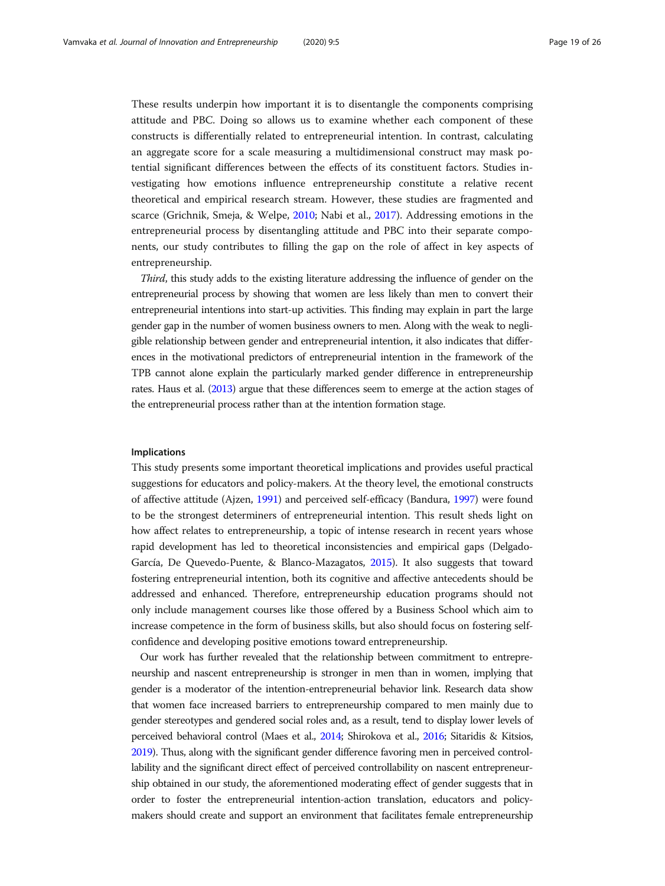These results underpin how important it is to disentangle the components comprising attitude and PBC. Doing so allows us to examine whether each component of these constructs is differentially related to entrepreneurial intention. In contrast, calculating an aggregate score for a scale measuring a multidimensional construct may mask potential significant differences between the effects of its constituent factors. Studies investigating how emotions influence entrepreneurship constitute a relative recent theoretical and empirical research stream. However, these studies are fragmented and scarce (Grichnik, Smeja, & Welpe, 2010; Nabi et al., 2017). Addressing emotions in the entrepreneurial process by disentangling attitude and PBC into their separate components, our study contributes to filling the gap on the role of affect in key aspects of entrepreneurship.

*Third*, this study adds to the existing literature addressing the influence of gender on the entrepreneurial process by showing that women are less likely than men to convert their entrepreneurial intentions into start-up activities. This finding may explain in part the large gender gap in the number of women business owners to men. Along with the weak to negligible relationship between gender and entrepreneurial intention, it also indicates that differences in the motivational predictors of entrepreneurial intention in the framework of the TPB cannot alone explain the particularly marked gender difference in entrepreneurship rates. Haus et al. (2013) argue that these differences seem to emerge at the action stages of the entrepreneurial process rather than at the intention formation stage.

## Implications

This study presents some important theoretical implications and provides useful practical suggestions for educators and policy-makers. At the theory level, the emotional constructs of affective attitude (Ajzen, 1991) and perceived self-efficacy (Bandura, 1997) were found to be the strongest determiners of entrepreneurial intention. This result sheds light on how affect relates to entrepreneurship, a topic of intense research in recent years whose rapid development has led to theoretical inconsistencies and empirical gaps (Delgado-García, De Quevedo-Puente, & Blanco-Mazagatos, 2015). It also suggests that toward fostering entrepreneurial intention, both its cognitive and affective antecedents should be addressed and enhanced. Therefore, entrepreneurship education programs should not only include management courses like those offered by a Business School which aim to increase competence in the form of business skills, but also should focus on fostering self-confidence and developing positive emotions toward entrepreneurship.

Our work has further revealed that the relationship between commitment to entrepreneurship and nascent entrepreneurship is stronger in men than in women, implying that gender is a moderator of the intention-entrepreneurial behavior link. Research data show that women face increased barriers to entrepreneurship compared to men mainly due to gender stereotypes and gendered social roles and, as a result, tend to display lower levels of perceived behavioral control (Maes et al., 2014; Shirokova et al., 2016; Sitaridis & Kitsios, 2019). Thus, along with the significant gender difference favoring men in perceived controllability and the significant direct effect of perceived controllability on nascent entrepreneurship obtained in our study, the aforementioned moderating effect of gender suggests that in order to foster the entrepreneurial intention-action translation, educators and policy-makers should create and support an environment that facilitates female entrepreneurship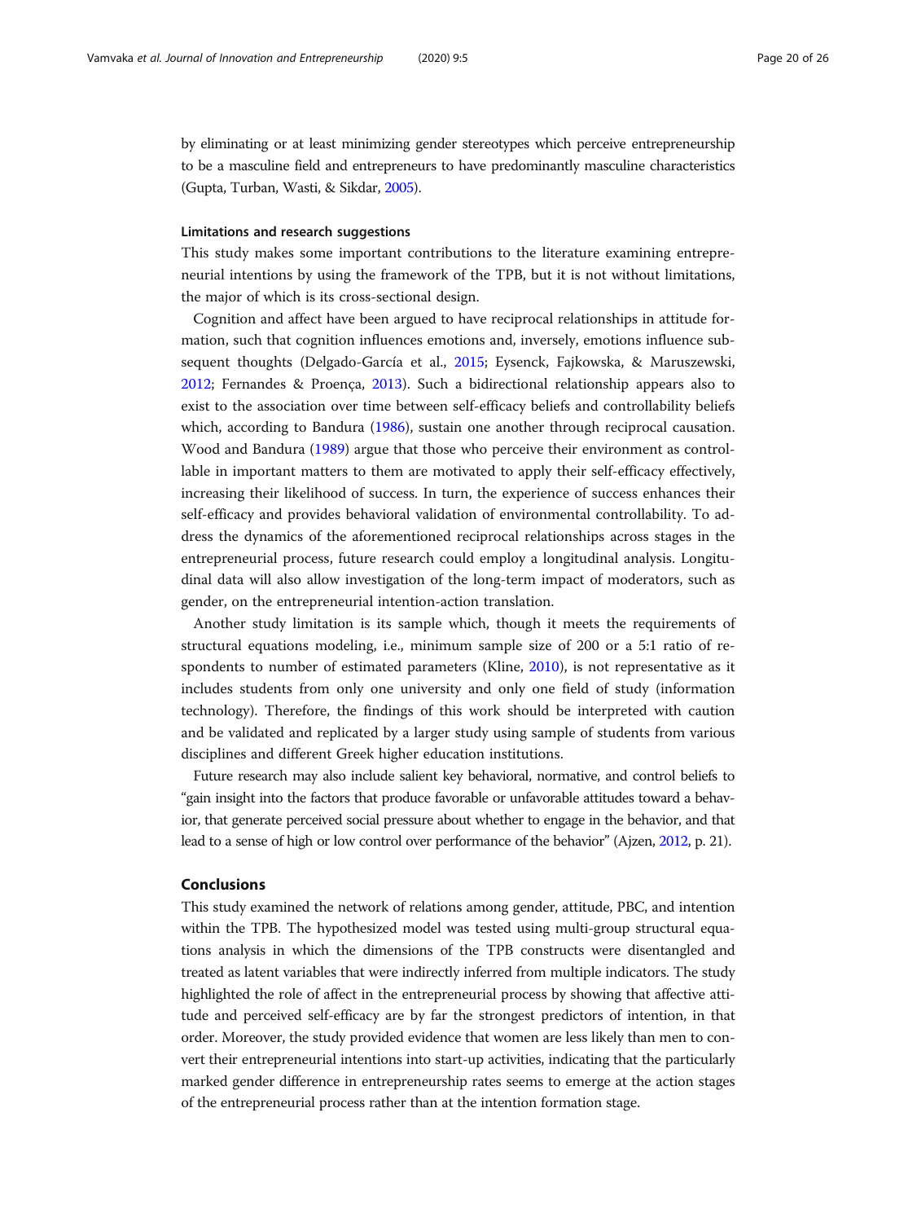by eliminating or at least minimizing gender stereotypes which perceive entrepreneurship to be a masculine field and entrepreneurs to have predominantly masculine characteristics (Gupta, Turban, Wasti, & Sikdar, 2005).

### Limitations and research suggestions

This study makes some important contributions to the literature examining entrepreneurial intentions by using the framework of the TPB, but it is not without limitations, the major of which is its cross-sectional design.

Cognition and affect have been argued to have reciprocal relationships in attitude formation, such that cognition influences emotions and, inversely, emotions influence subsequent thoughts (Delgado-García et al., 2015; Eysenck, Fajkowska, & Maruszewski, 2012; Fernandes & Proença, 2013). Such a bidirectional relationship appears also to exist to the association over time between self-efficacy beliefs and controllability beliefs which, according to Bandura (1986), sustain one another through reciprocal causation. Wood and Bandura (1989) argue that those who perceive their environment as controllable in important matters to them are motivated to apply their self-efficacy effectively, increasing their likelihood of success. In turn, the experience of success enhances their self-efficacy and provides behavioral validation of environmental controllability. To address the dynamics of the aforementioned reciprocal relationships across stages in the entrepreneurial process, future research could employ a longitudinal analysis. Longitudinal data will also allow investigation of the long-term impact of moderators, such as gender, on the entrepreneurial intention-action translation.

Another study limitation is its sample which, though it meets the requirements of structural equations modeling, i.e., minimum sample size of 200 or a 5:1 ratio of respondents to number of estimated parameters (Kline, 2010), is not representative as it includes students from only one university and only one field of study (information technology). Therefore, the findings of this work should be interpreted with caution and be validated and replicated by a larger study using sample of students from various disciplines and different Greek higher education institutions.

Future research may also include salient key behavioral, normative, and control beliefs to "gain insight into the factors that produce favorable or unfavorable attitudes toward a behavior, that generate perceived social pressure about whether to engage in the behavior, and that lead to a sense of high or low control over performance of the behavior" (Ajzen, 2012, p. 21).

## Conclusions

This study examined the network of relations among gender, attitude, PBC, and intention within the TPB. The hypothesized model was tested using multi-group structural equations analysis in which the dimensions of the TPB constructs were disentangled and treated as latent variables that were indirectly inferred from multiple indicators. The study highlighted the role of affect in the entrepreneurial process by showing that affective attitude and perceived self-efficacy are by far the strongest predictors of intention, in that order. Moreover, the study provided evidence that women are less likely than men to convert their entrepreneurial intentions into start-up activities, indicating that the particularly marked gender difference in entrepreneurship rates seems to emerge at the action stages of the entrepreneurial process rather than at the intention formation stage.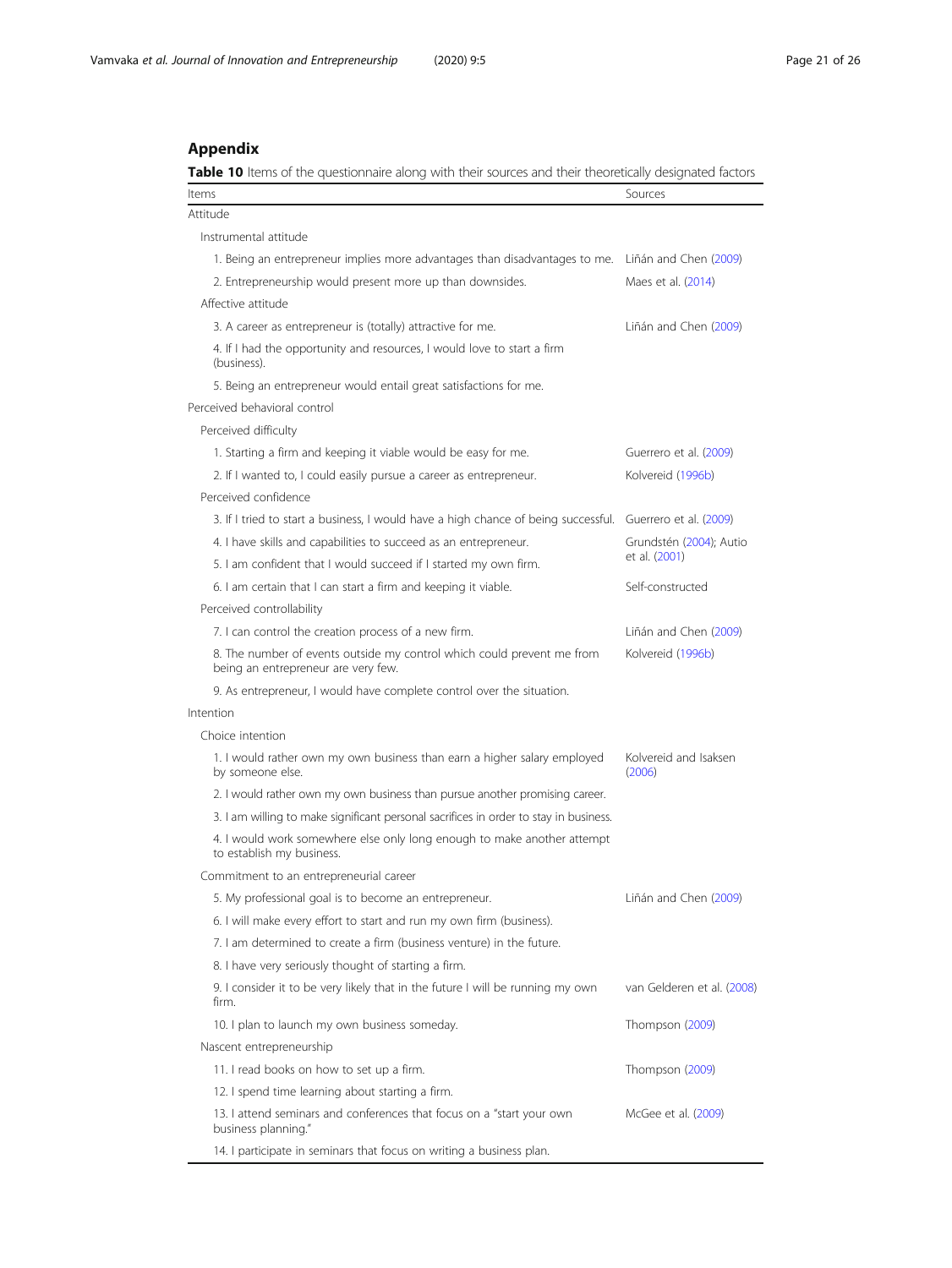## Appendix

**Table 10** Items of the questionnaire along with their sources and their theoretically designated factors

| Items | Sources |
|---|---|
| Attitude | |
| Instrumental attitude | |
| 1. Being an entrepreneur implies more advantages than disadvantages to me. | Liñán and Chen (2009) |
| 2. Entrepreneurship would present more up than downsides. | Maes et al. (2014) |
| Affective attitude | |
| 3. A career as entrepreneur is (totally) attractive for me. | Liñán and Chen (2009) |
| 4. If I had the opportunity and resources, I would love to start a firm (business). | |
| 5. Being an entrepreneur would entail great satisfactions for me. | |
| Perceived behavioral control | |
| Perceived difficulty | |
| 1. Starting a firm and keeping it viable would be easy for me. | Guerrero et al. (2009) |
| 2. If I wanted to, I could easily pursue a career as entrepreneur. | Kolvereid (1996b) |
| Perceived confidence | |
| 3. If I tried to start a business, I would have a high chance of being successful. | Guerrero et al. (2009) |
| 4. I have skills and capabilities to succeed as an entrepreneur. | Grundstén (2004); Autio et al. (2001) |
| 5. I am confident that I would succeed if I started my own firm. | |
| 6. I am certain that I can start a firm and keeping it viable. | Self-constructed |
| Perceived controllability | |
| 7. I can control the creation process of a new firm. | Liñán and Chen (2009) |
| 8. The number of events outside my control which could prevent me from being an entrepreneur are very few. | Kolvereid (1996b) |
| 9. As entrepreneur, I would have complete control over the situation. | |
| Intention | |
| Choice intention | |
| 1. I would rather own my own business than earn a higher salary employed by someone else. | Kolvereid and Isaksen (2006) |
| 2. I would rather own my own business than pursue another promising career. | |
| 3. I am willing to make significant personal sacrifices in order to stay in business. | |
| 4. I would work somewhere else only long enough to make another attempt to establish my business. | |
| Commitment to an entrepreneurial career | |
| 5. My professional goal is to become an entrepreneur. | Liñán and Chen (2009) |
| 6. I will make every effort to start and run my own firm (business). | |
| 7. I am determined to create a firm (business venture) in the future. | |
| 8. I have very seriously thought of starting a firm. | |
| 9. I consider it to be very likely that in the future I will be running my own firm. | van Gelderen et al. (2008) |
| 10. I plan to launch my own business someday. | Thompson (2009) |
| Nascent entrepreneurship | |
| 11. I read books on how to set up a firm. | Thompson (2009) |
| 12. I spend time learning about starting a firm. | |
| 13. I attend seminars and conferences that focus on a "start your own business planning." | McGee et al. (2009) |
| 14. I participate in seminars that focus on writing a business plan. | |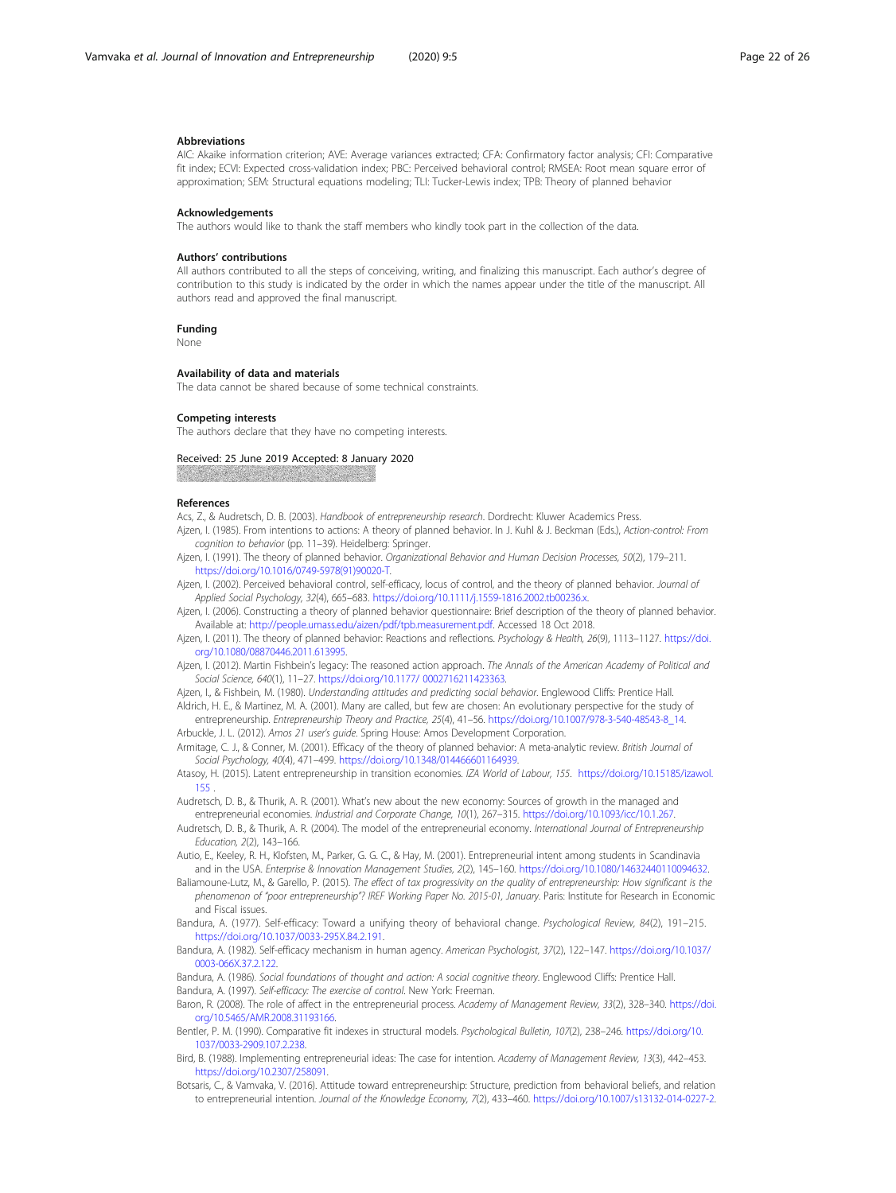### Abbreviations

AIC: Akaike information criterion; AVE: Average variances extracted; CFA: Confirmatory factor analysis; CFI: Comparative fit index; ECVI: Expected cross-validation index; PBC: Perceived behavioral control; RMSEA: Root mean square error of approximation; SEM: Structural equations modeling; TLI: Tucker-Lewis index; TPB: Theory of planned behavior

### Acknowledgements

The authors would like to thank the staff members who kindly took part in the collection of the data.

### Authors' contributions

All authors contributed to all the steps of conceiving, writing, and finalizing this manuscript. Each author's degree of contribution to this study is indicated by the order in which the names appear under the title of the manuscript. All authors read and approved the final manuscript.

### Funding

None

### Availability of data and materials

The data cannot be shared because of some technical constraints.

### Competing interests

The authors declare that they have no competing interests.

Received: 25 June 2019 Accepted: 8 January 2020

### References

Acs, Z., & Audretsch, D. B. (2003). *Handbook of entrepreneurship research*. Dordrecht: Kluwer Academics Press.

Ajzen, I. (1985). From intentions to actions: A theory of planned behavior. In J. Kuhl & J. Beckman (Eds.), *Action-control: From cognition to behavior* (pp. 11–39). Heidelberg: Springer.

Ajzen, I. (1991). The theory of planned behavior. *Organizational Behavior and Human Decision Processes*, *50*(2), 179–211. https://doi.org/10.1016/0749-5978(91)90020-T.

Ajzen, I. (2002). Perceived behavioral control, self-efficacy, locus of control, and the theory of planned behavior. *Journal of Applied Social Psychology*, *32*(4), 665–683. https://doi.org/10.1111/j.1559-1816.2002.tb00236.x.

Ajzen, I. (2006). Constructing a theory of planned behavior questionnaire: Brief description of the theory of planned behavior. Available at: http://people.umass.edu/aizen/pdf/tpb.measurement.pdf. Accessed 18 Oct 2018.

Ajzen, I. (2011). The theory of planned behavior: Reactions and reflections. *Psychology & Health*, *26*(9), 1113–1127. https://doi.org/10.1080/08870446.2011.613995.

Ajzen, I. (2012). Martin Fishbein's legacy: The reasoned action approach. *The Annals of the American Academy of Political and Social Science*, *640*(1), 11–27. https://doi.org/10.1177/ 0002716211423363.

Ajzen, I., & Fishbein, M. (1980). *Understanding attitudes and predicting social behavior*. Englewood Cliffs: Prentice Hall.

Aldrich, H. E., & Martinez, M. A. (2001). Many are called, but few are chosen: An evolutionary perspective for the study of entrepreneurship. *Entrepreneurship Theory and Practice*, *25*(4), 41–56. https://doi.org/10.1007/978-3-540-48543-8_14.

Arbuckle, J. L. (2012). *Amos 21 user's guide*. Spring House: Amos Development Corporation.

Armitage, C. J., & Conner, M. (2001). Efficacy of the theory of planned behavior: A meta-analytic review. *British Journal of Social Psychology*, *40*(4), 471–499. https://doi.org/10.1348/014466601164939.

Atasoy, H. (2015). Latent entrepreneurship in transition economies. *IZA World of Labour, 155*. https://doi.org/10.15185/izawol.155 .

Audretsch, D. B., & Thurik, A. R. (2001). What's new about the new economy: Sources of growth in the managed and entrepreneurial economies. *Industrial and Corporate Change*, *10*(1), 267–315. https://doi.org/10.1093/icc/10.1.267.

Audretsch, D. B., & Thurik, A. R. (2004). The model of the entrepreneurial economy. *International Journal of Entrepreneurship Education*, *2*(2), 143–166.

Autio, E., Keeley, R. H., Klofsten, M., Parker, G. G. C., & Hay, M. (2001). Entrepreneurial intent among students in Scandinavia and in the USA. *Enterprise & Innovation Management Studies*, *2*(2), 145–160. https://doi.org/10.1080/14632440110094632.

Baliamoune-Lutz, M., & Garello, P. (2015). *The effect of tax progressivity on the quality of entrepreneurship: How significant is the phenomenon of "poor entrepreneurship"? IREF Working Paper No. 2015-01, January*. Paris: Institute for Research in Economic and Fiscal issues.

Bandura, A. (1977). Self-efficacy: Toward a unifying theory of behavioral change. *Psychological Review*, *84*(2), 191–215. https://doi.org/10.1037/0033-295X.84.2.191.

Bandura, A. (1982). Self-efficacy mechanism in human agency. *American Psychologist*, *37*(2), 122–147. https://doi.org/10.1037/0003-066X.37.2.122.

Bandura, A. (1986). *Social foundations of thought and action: A social cognitive theory*. Englewood Cliffs: Prentice Hall.

Bandura, A. (1997). *Self-efficacy: The exercise of control*. New York: Freeman.

Baron, R. (2008). The role of affect in the entrepreneurial process. *Academy of Management Review*, *33*(2), 328–340. https://doi.org/10.5465/AMR.2008.31193166.

Bentler, P. M. (1990). Comparative fit indexes in structural models. *Psychological Bulletin*, *107*(2), 238–246. https://doi.org/10.1037/0033-2909.107.2.238.

Bird, B. (1988). Implementing entrepreneurial ideas: The case for intention. *Academy of Management Review*, *13*(3), 442–453. https://doi.org/10.2307/258091.

Botsaris, C., & Vamvaka, V. (2016). Attitude toward entrepreneurship: Structure, prediction from behavioral beliefs, and relation to entrepreneurial intention. *Journal of the Knowledge Economy*, *7*(2), 433–460. https://doi.org/10.1007/s13132-014-0227-2.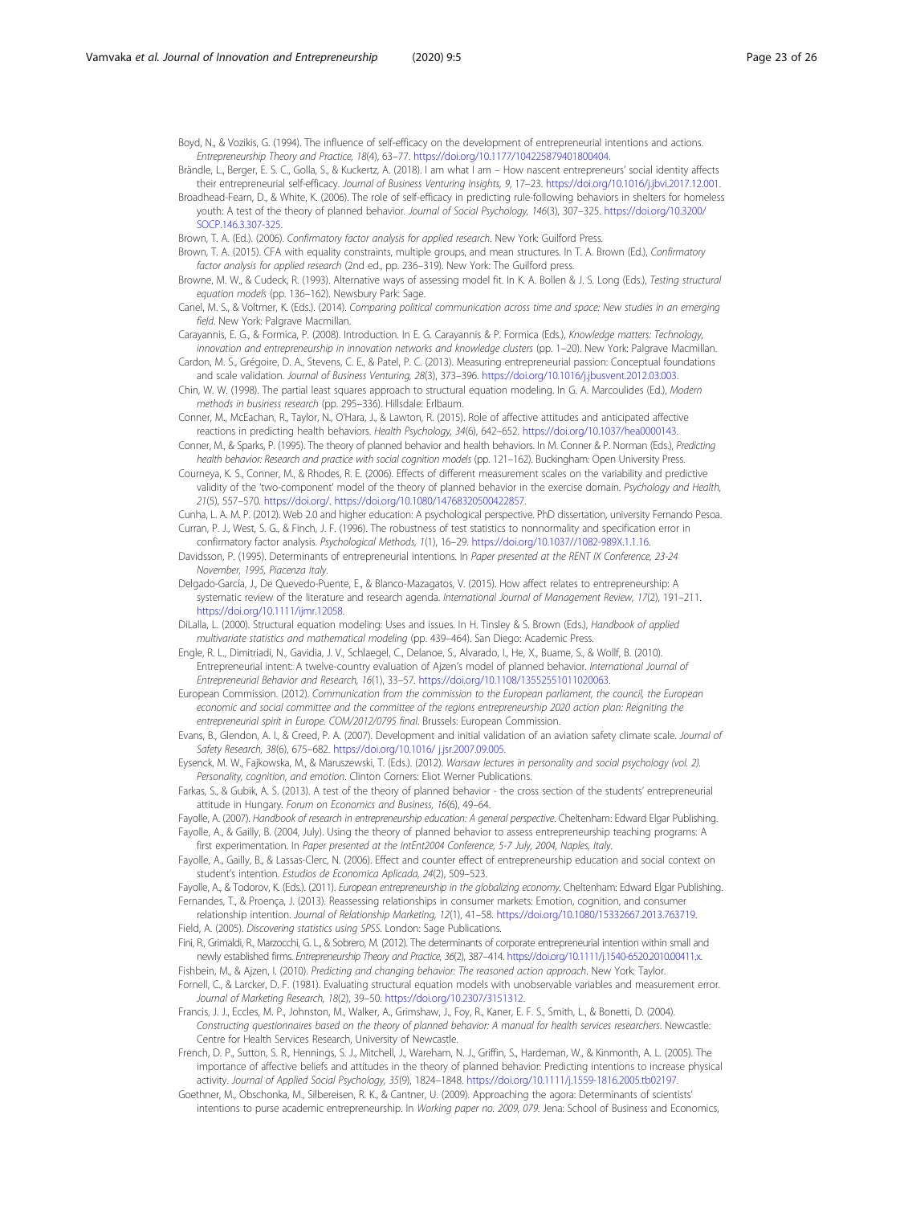Boyd, N., & Vozikis, G. (1994). The influence of self-efficacy on the development of entrepreneurial intentions and actions. *Entrepreneurship Theory and Practice, 18*(4), 63–77. https://doi.org/10.1177/104225879401800404.

Brändle, L., Berger, E. S. C., Golla, S., & Kuckertz, A. (2018). I am what I am – How nascent entrepreneurs' social identity affects their entrepreneurial self-efficacy. *Journal of Business Venturing Insights, 9*, 17–23. https://doi.org/10.1016/j.jbvi.2017.12.001.

Broadhead-Fearn, D., & White, K. (2006). The role of self-efficacy in predicting rule-following behaviors in shelters for homeless youth: A test of the theory of planned behavior. *Journal of Social Psychology, 146*(3), 307–325. https://doi.org/10.3200/SOCP.146.3.307-325.

Brown, T. A. (Ed.). (2006). *Confirmatory factor analysis for applied research*. New York: Guilford Press.

Brown, T. A. (2015). CFA with equality constraints, multiple groups, and mean structures. In T. A. Brown (Ed.), *Confirmatory factor analysis for applied research* (2nd ed., pp. 236–319). New York: The Guilford press.

Browne, M. W., & Cudeck, R. (1993). Alternative ways of assessing model fit. In K. A. Bollen & J. S. Long (Eds.), *Testing structural equation models* (pp. 136–162). Newsbury Park: Sage.

Canel, M. S., & Voltmer, K. (Eds.). (2014). *Comparing political communication across time and space: New studies in an emerging field*. New York: Palgrave Macmillan.

Carayannis, E. G., & Formica, P. (2008). Introduction. In E. G. Carayannis & P. Formica (Eds.), *Knowledge matters: Technology, innovation and entrepreneurship in innovation networks and knowledge clusters* (pp. 1–20). New York: Palgrave Macmillan.

Cardon, M. S., Grégoire, D. A., Stevens, C. E., & Patel, P. C. (2013). Measuring entrepreneurial passion: Conceptual foundations and scale validation. *Journal of Business Venturing, 28*(3), 373–396. https://doi.org/10.1016/j.jbusvent.2012.03.003.

Chin, W. W. (1998). The partial least squares approach to structural equation modeling. In G. A. Marcoulides (Ed.), *Modern methods in business research* (pp. 295–336). Hillsdale: Erlbaum.

Conner, M., McEachan, R., Taylor, N., O'Hara, J., & Lawton, R. (2015). Role of affective attitudes and anticipated affective reactions in predicting health behaviors. *Health Psychology, 34*(6), 642–652. https://doi.org/10.1037/hea0000143.

Conner, M., & Sparks, P. (1995). The theory of planned behavior and health behaviors. In M. Conner & P. Norman (Eds.), *Predicting health behavior: Research and practice with social cognition models* (pp. 121–162). Buckingham: Open University Press.

Courneya, K. S., Conner, M., & Rhodes, R. E. (2006). Effects of different measurement scales on the variability and predictive validity of the 'two-component' model of the theory of planned behavior in the exercise domain. *Psychology and Health, 21*(5), 557–570. https://doi.org/. https://doi.org/10.1080/14768320500422857.

Cunha, L. A. M. P. (2012). Web 2.0 and higher education: A psychological perspective. PhD dissertation, university Fernando Pesoa.

Curran, P. J., West, S. G., & Finch, J. F. (1996). The robustness of test statistics to nonnormality and specification error in confirmatory factor analysis. *Psychological Methods, 1*(1), 16–29. https://doi.org/10.1037//1082-989X.1.1.16.

Davidsson, P. (1995). Determinants of entrepreneurial intentions. In *Paper presented at the RENT IX Conference, 23-24 November, 1995, Piacenza Italy*.

Delgado-García, J., De Quevedo-Puente, E., & Blanco-Mazagatos, V. (2015). How affect relates to entrepreneurship: A systematic review of the literature and research agenda. *International Journal of Management Review, 17*(2), 191–211. https://doi.org/10.1111/ijmr.12058.

DiLalla, L. (2000). Structural equation modeling: Uses and issues. In H. Tinsley & S. Brown (Eds.), *Handbook of applied multivariate statistics and mathematical modeling* (pp. 439–464). San Diego: Academic Press.

Engle, R. L., Dimitriadi, N., Gavidia, J. V., Schlaegel, C., Delanoe, S., Alvarado, I., He, X., Buame, S., & Wolff, B. (2010). Entrepreneurial intent: A twelve-country evaluation of Ajzen's model of planned behavior. *International Journal of Entrepreneurial Behavior and Research, 16*(1), 33–57. https://doi.org/10.1108/13552551011020063.

European Commission. (2012). *Communication from the commission to the European parliament, the council, the European economic and social committee and the committee of the regions entrepreneurship 2020 action plan: Reigniting the entrepreneurial spirit in Europe. COM/2012/0795 final*. Brussels: European Commission.

Evans, B., Glendon, A. I., & Creed, P. A. (2007). Development and initial validation of an aviation safety climate scale. *Journal of Safety Research, 38*(6), 675–682. https://doi.org/10.1016/ j.jsr.2007.09.005.

Eysenck, M. W., Fajkowska, M., & Maruszewski, T. (Eds.). (2012). *Warsaw lectures in personality and social psychology (vol. 2). Personality, cognition, and emotion*. Clinton Corners: Eliot Werner Publications.

Farkas, S., & Gubik, A. S. (2013). A test of the theory of planned behavior - the cross section of the students' entrepreneurial attitude in Hungary. *Forum on Economics and Business, 16*(6), 49–64.

Fayolle, A. (2007). *Handbook of research in entrepreneurship education: A general perspective*. Cheltenham: Edward Elgar Publishing.

Fayolle, A., & Gailly, B. (2004, July). Using the theory of planned behavior to assess entrepreneurship teaching programs: A first experimentation. In *Paper presented at the IntEnt2004 Conference, 5-7 July, 2004, Naples, Italy*.

Fayolle, A., Gailly, B., & Lassas-Clerc, N. (2006). Effect and counter effect of entrepreneurship education and social context on student's intention. *Estudios de Economica Aplicada, 24*(2), 509–523.

Fayolle, A., & Todorov, K. (Eds.). (2011). *European entrepreneurship in the globalizing economy*. Cheltenham: Edward Elgar Publishing.

Fernandes, T., & Proença, J. (2013). Reassessing relationships in consumer markets: Emotion, cognition, and consumer relationship intention. *Journal of Relationship Marketing, 12*(1), 41–58. https://doi.org/10.1080/15332667.2013.763719.

Field, A. (2005). *Discovering statistics using SPSS*. London: Sage Publications.

Fini, R., Grimaldi, R., Marzocchi, G. L., & Sobrero, M. (2012). The determinants of corporate entrepreneurial intention within small and newly established firms. *Entrepreneurship Theory and Practice, 36*(2), 387–414. https://doi.org/10.1111/j.1540-6520.2010.00411.x.

Fishbein, M., & Ajzen, I. (2010). *Predicting and changing behavior: The reasoned action approach*. New York: Taylor.

Fornell, C., & Larcker, D. F. (1981). Evaluating structural equation models with unobservable variables and measurement error. *Journal of Marketing Research, 18*(2), 39–50. https://doi.org/10.2307/3151312.

Francis, J. J., Eccles, M. P., Johnston, M., Walker, A., Grimshaw, J., Foy, R., Kaner, E. F. S., Smith, L., & Bonetti, D. (2004). *Constructing questionnaires based on the theory of planned behavior: A manual for health services researchers*. Newcastle: Centre for Health Services Research, University of Newcastle.

French, D. P., Sutton, S. R., Hennings, S. J., Mitchell, J., Wareham, N. J., Griffin, S., Hardeman, W., & Kinmonth, A. L. (2005). The importance of affective beliefs and attitudes in the theory of planned behavior: Predicting intentions to increase physical activity. *Journal of Applied Social Psychology, 35*(9), 1824–1848. https://doi.org/10.1111/j.1559-1816.2005.tb02197.

Goethner, M., Obschonka, M., Silbereisen, R. K., & Cantner, U. (2009). Approaching the agora: Determinants of scientists' intentions to purse academic entrepreneurship. In *Working paper no. 2009, 079*. Jena: School of Business and Economics,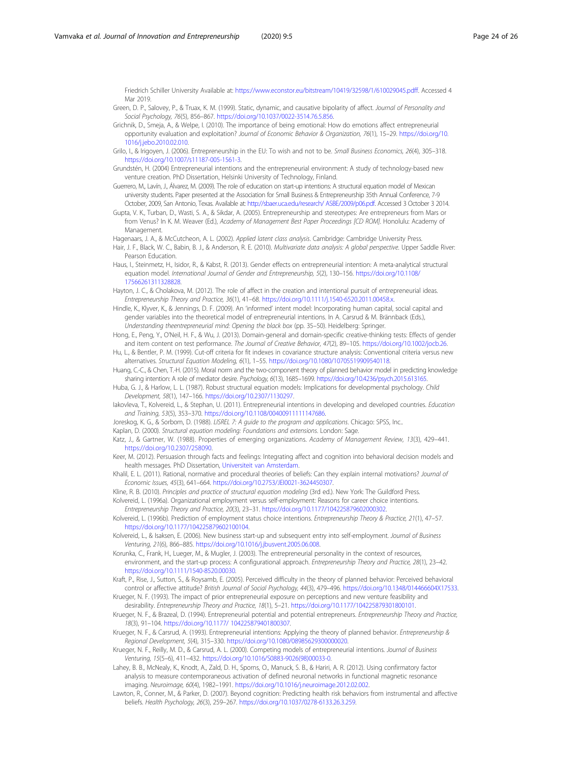Friedrich Schiller University Available at: https://www.econstor.eu/bitstream/10419/32598/1/610029045.pdff. Accessed 4 Mar 2019.

Green, D. P., Salovey, P., & Truax, K. M. (1999). Static, dynamic, and causative bipolarity of affect. *Journal of Personality and Social Psychology, 76*(5), 856–867. https://doi.org/10.1037/0022-3514.76.5.856.

Grichnik, D., Smeja, A., & Welpe, I. (2010). The importance of being emotional: How do emotions affect entrepreneurial opportunity evaluation and exploitation? *Journal of Economic Behavior & Organization, 76*(1), 15–29. https://doi.org/10.1016/j.jebo.2010.02.010.

Grilo, I., & Irigoyen, J. (2006). Entrepreneurship in the EU: To wish and not to be. *Small Business Economics, 26*(4), 305–318. https://doi.org/10.1007/s11187-005-1561-3.

Grundstén, H. (2004) Entrepreneurial intentions and the entrepreneurial environment: A study of technology-based new venture creation. PhD Dissertation, Helsinki University of Technology, Finland.

Guerrero, M., Lavín, J., Álvarez, M. (2009). The role of education on start-up intentions: A structural equation model of Mexican university students. Paper presented at the Association for Small Business & Entrepreneurship 35th Annual Conference, 7-9 October, 2009, San Antonio, Texas. Available at: http://sbaer.uca.edu/research/ ASBE/2009/p06.pdf. Accessed 3 October 3 2014.

Gupta, V. K., Turban, D., Wasti, S. A., & Sikdar, A. (2005). Entrepreneurship and stereotypes: Are entrepreneurs from Mars or from Venus? In K. M. Weaver (Ed.), *Academy of Management Best Paper Proceedings [CD ROM]*. Honolulu: Academy of Management.

Hagenaars, J. A., & McCutcheon, A. L. (2002). *Applied latent class analysis*. Cambridge: Cambridge University Press.

Hair, J. F., Black, W. C., Babin, B. J., & Anderson, R. E. (2010). *Multivariate data analysis: A global perspective*. Upper Saddle River: Pearson Education.

Haus, I., Steinmetz, H., Isidor, R., & Kabst, R. (2013). Gender effects on entrepreneurial intention: A meta-analytical structural equation model. *International Journal of Gender and Entrepreneurship, 5*(2), 130–156. https://doi.org/10.1108/17566261311328828.

Hayton, J. C., & Cholakova, M. (2012). The role of affect in the creation and intentional pursuit of entrepreneurial ideas. *Entrepreneurship Theory and Practice, 36*(1), 41–68. https://doi.org/10.1111/j.1540-6520.2011.00458.x.

Hindle, K., Klyver, K., & Jennings, D. F. (2009). An 'informed' intent model: Incorporating human capital, social capital and gender variables into the theoretical model of entrepreneurial intentions. In A. Carsrud & M. Brännback (Eds.), *Understanding theentrepreneurial mind: Opening the black box* (pp. 35–50). Heidelberg: Springer.

Hong, E., Peng, Y., O'Neil, H. F., & Wu, J. (2013). Domain-general and domain-specific creative-thinking tests: Effects of gender and item content on test performance. *The Journal of Creative Behavior, 47*(2), 89–105. https://doi.org/10.1002/jocb.26.

Hu, L., & Bentler, P. M. (1999). Cut-off criteria for fit indexes in covariance structure analysis: Conventional criteria versus new alternatives. *Structural Equation Modeling, 6*(1), 1–55. https://doi.org/10.1080/10705519909540118.

Huang, C.-C., & Chen, T.-H. (2015). Moral norm and the two-component theory of planned behavior model in predicting knowledge sharing intention: A role of mediator desire. *Psychology, 6*(13), 1685–1699. https://doi.org/10.4236/psych.2015.613165.

Huba, G. J., & Harlow, L. L. (1987). Robust structural equation models: Implications for developmental psychology. *Child Development, 58*(1), 147–166. https://doi.org/10.2307/1130297.

Iakovleva, T., Kolvereid, L., & Stephan, U. (2011). Entrepreneurial intentions in developing and developed countries. *Education and Training, 53*(5), 353–370. https://doi.org/10.1108/00400911111147686.

Joreskog, K. G., & Sorbom, D. (1988). *LISREL 7: A guide to the program and applications*. Chicago: SPSS, Inc..

Kaplan, D. (2000). *Structural equation modeling: Foundations and extensions*. London: Sage.

Katz, J., & Gartner, W. (1988). Properties of emerging organizations. *Academy of Management Review, 13*(3), 429–441. https://doi.org/10.2307/258090.

Keer, M. (2012). Persuasion through facts and feelings: Integrating affect and cognition into behavioral decision models and health messages. PhD Dissertation, Universiteit van Amsterdam.

Khalil, E. L. (2011). Rational, normative and procedural theories of beliefs: Can they explain internal motivations? *Journal of Economic Issues, 45*(3), 641–664. https://doi.org/10.2753/JEI0021-3624450307.

Kline, R. B. (2010). *Principles and practice of structural equation modeling* (3rd ed.). New York: The Guildford Press.

Kolvereid, L. (1996a). Organizational employment versus self-employment: Reasons for career choice intentions. *Entrepreneurship Theory and Practice, 20*(3), 23–31. https://doi.org/10.1177/104225879602000302.

Kolvereid, L. (1996b). Prediction of employment status choice intentions. *Entrepreneurship Theory & Practice, 21*(1), 47–57. https://doi.org/10.1177/104225879602100104.

Kolvereid, L., & Isaksen, E. (2006). New business start-up and subsequent entry into self-employment. *Journal of Business Venturing, 21*(6), 866–885. https://doi.org/10.1016/j.jbusvent.2005.06.008.

Korunka, C., Frank, H., Lueger, M., & Mugler, J. (2003). The entrepreneurial personality in the context of resources, environment, and the start-up process: A configurational approach. *Entrepreneurship Theory and Practice, 28*(1), 23–42. https://doi.org/10.1111/1540-8520.00030.

Kraft, P., Rise, J., Sutton, S., & Roysamb, E. (2005). Perceived difficulty in the theory of planned behavior: Perceived behavioral control or affective attitude? *British Journal of Social Psychology, 44*(3), 479–496. https://doi.org/10.1348/014466604X17533.

Krueger, N. F. (1993). The impact of prior entrepreneurial exposure on perceptions and new venture feasibility and desirability. *Entrepreneurship Theory and Practice, 18*(1), 5–21. https://doi.org/10.1177/104225879301800101.

Krueger, N. F., & Brazeal, D. (1994). Entrepreneurial potential and potential entrepreneurs. *Entrepreneurship Theory and Practice, 18*(3), 91–104. https://doi.org/10.1177/ 104225879401800307.

Krueger, N. F., & Carsrud, A. (1993). Entrepreneurial intentions: Applying the theory of planned behavior. *Entrepreneurship & Regional Development, 5*(4), 315–330. https://doi.org/10.1080/08985629300000020.

Krueger, N. F., Reilly, M. D., & Carsrud, A. L. (2000). Competing models of entrepreneurial intentions. *Journal of Business Venturing, 15*(5–6), 411–432. https://doi.org/10.1016/S0883-9026(98)00033-0.

Lahey, B. B., McNealy, K., Knodt, A., Zald, D. H., Sporns, O., Manuck, S. B., & Hariri, A. R. (2012). Using confirmatory factor analysis to measure contemporaneous activation of defined neuronal networks in functional magnetic resonance imaging. *Neuroimage, 60*(4), 1982–1991. https://doi.org/10.1016/j.neuroimage.2012.02.002.

Lawton, R., Conner, M., & Parker, D. (2007). Beyond cognition: Predicting health risk behaviors from instrumental and affective beliefs. *Health Psychology, 26*(3), 259–267. https://doi.org/10.1037/0278-6133.26.3.259.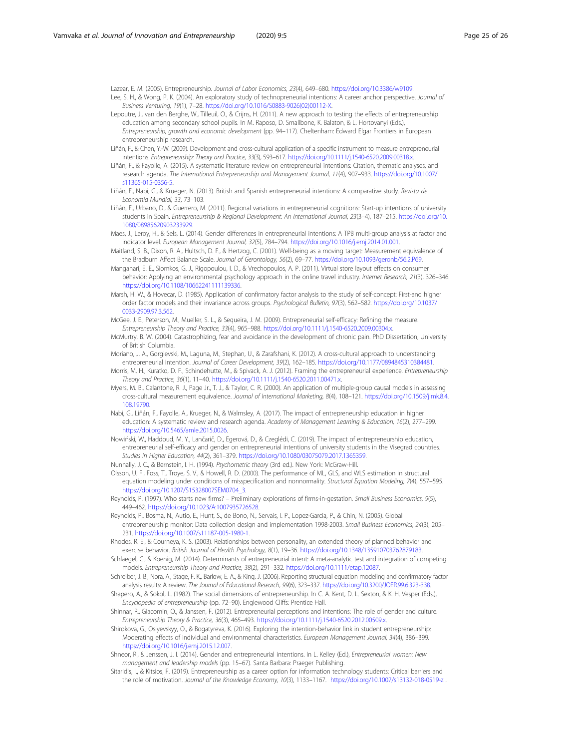Lazear, E. M. (2005). Entrepreneurship. *Journal of Labor Economics, 23*(4), 649–680. https://doi.org/10.3386/w9109.

Lee, S. H., & Wong, P. K. (2004). An exploratory study of technopreneurial intentions: A career anchor perspective. *Journal of Business Venturing, 19*(1), 7–28. https://doi.org/10.1016/S0883-9026(02)00112-X.

Lepoutre, J., van den Berghe, W., Tilleuil, O., & Crijns, H. (2011). A new approach to testing the effects of entrepreneurship education among secondary school pupils. In M. Raposo, D. Smallbone, K. Balaton, & L. Hortovanyi (Eds.), *Entrepreneurship, growth and economic development* (pp. 94–117). Cheltenham: Edward Elgar Frontiers in European entrepreneurship research.

Liñán, F., & Chen, Y.-W. (2009). Development and cross-cultural application of a specific instrument to measure entrepreneurial intentions. *Entrepreneurship: Theory and Practice, 33*(3), 593–617. https://doi.org/10.1111/j.1540-6520.2009.00318.x.

Liñán, F., & Fayolle, A. (2015). A systematic literature review on entrepreneurial intentions: Citation, thematic analyses, and research agenda. *The International Entrepreneurship and Management Journal, 11*(4), 907–933. https://doi.org/10.1007/s11365-015-0356-5.

Liñán, F., Nabi, G., & Krueger, N. (2013). British and Spanish entrepreneurial intentions: A comparative study. *Revista de Economía Mundial, 33*, 73–103.

Liñán, F., Urbano, D., & Guerrero, M. (2011). Regional variations in entrepreneurial cognitions: Start-up intentions of university students in Spain. *Entrepreneurship & Regional Development: An International Journal, 23*(3–4), 187–215. https://doi.org/10.1080/08985620903233929.

Maes, J., Leroy, H., & Sels, L. (2014). Gender differences in entrepreneurial intentions: A TPB multi-group analysis at factor and indicator level. *European Management Journal, 32*(5), 784–794. https://doi.org/10.1016/j.emj.2014.01.001.

Maitland, S. B., Dixon, R. A., Hultsch, D. F., & Hertzog, C. (2001). Well-being as a moving target: Measurement equivalence of the Bradburn Affect Balance Scale. *Journal of Gerontology, 56*(2), 69–77. https://doi.org/10.1093/geronb/56.2.P69.

Manganari, E. E., Siomkos, G. J., Rigopoulou, I. D., & Vrechopoulos, A. P. (2011). Virtual store layout effects on consumer behavior: Applying an environmental psychology approach in the online travel industry. *Internet Research, 21*(3), 326–346. https://doi.org/10.1108/10662241111139336.

Marsh, H. W., & Hovecar, D. (1985). Application of confirmatory factor analysis to the study of self-concept: First-and higher order factor models and their invariance across groups. *Psychological Bulletin, 97*(3), 562–582. https://doi.org/10.1037/0033-2909.97.3.562.

McGee, J. E., Peterson, M., Mueller, S. L., & Sequeira, J. M. (2009). Entrepreneurial self-efficacy: Refining the measure. *Entrepreneurship Theory and Practice, 33*(4), 965–988. https://doi.org/10.1111/j.1540-6520.2009.00304.x.

McMurtry, B. W. (2004). Catastrophizing, fear and avoidance in the development of chronic pain. PhD Dissertation, University of British Columbia.

Moriano, J. A., Gorgievski, M., Laguna, M., Stephan, U., & Zarafshani, K. (2012). A cross-cultural approach to understanding entrepreneurial intention. *Journal of Career Development, 39*(2), 162–185. https://doi.org/10.1177/0894845310384481.

Morris, M. H., Kuratko, D. F., Schindehutte, M., & Spivack, A. J. (2012). Framing the entrepreneurial experience. *Entrepreneurship Theory and Practice, 36*(1), 11–40. https://doi.org/10.1111/j.1540-6520.2011.00471.x.

Myers, M. B., Calantone, R. J., Page Jr., T. J., & Taylor, C. R. (2000). An application of multiple-group causal models in assessing cross-cultural measurement equivalence. *Journal of International Marketing, 8*(4), 108–121. https://doi.org/10.1509/jimk.8.4.108.19790.

Nabi, G., Liñán, F., Fayolle, A., Krueger, N., & Walmsley, A. (2017). The impact of entrepreneurship education in higher education: A systematic review and research agenda. *Academy of Management Learning & Education, 16*(2), 277–299. https://doi.org/10.5465/amle.2015.0026.

Nowiński, W., Haddoud, M. Y., Lančarič, D., Egerová, D., & Czeglédi, C. (2019). The impact of entrepreneurship education, entrepreneurial self-efficacy and gender on entrepreneurial intentions of university students in the Visegrad countries. *Studies in Higher Education, 44*(2), 361–379. https://doi.org/10.1080/03075079.2017.1365359.

Nunnally, J. C., & Bernstein, I. H. (1994). *Psychometric theory* (3rd ed.). New York: McGraw-Hill.

Olsson, U. F., Foss, T., Troye, S. V., & Howell, R. D. (2000). The performance of ML, GLS, and WLS estimation in structural equation modeling under conditions of misspecification and nonnormality. *Structural Equation Modeling, 7*(4), 557–595. https://doi.org/10.1207/S15328007SEM0704_3.

Reynolds, P. (1997). Who starts new firms? – Preliminary explorations of firms-in-gestation. *Small Business Economics, 9*(5), 449–462. https://doi.org/10.1023/A:1007935726528.

Reynolds, P., Bosma, N., Autio, E., Hunt, S., de Bono, N., Servais, I. P., Lopez-Garcia, P., & Chin, N. (2005). Global entrepreneurship monitor: Data collection design and implementation 1998-2003. *Small Business Economics, 24*(3), 205–231. https://doi.org/10.1007/s11187-005-1980-1.

Rhodes, R. E., & Courneya, K. S. (2003). Relationships between personality, an extended theory of planned behavior and exercise behavior. *British Journal of Health Psychology, 8*(1), 19–36. https://doi.org/10.1348/135910703762879183.

Schlaegel, C., & Koenig, M. (2014). Determinants of entrepreneurial intent: A meta-analytic test and integration of competing models. *Entrepreneurship Theory and Practice, 38*(2), 291–332. https://doi.org/10.1111/etap.12087.

Schreiber, J. B., Nora, A., Stage, F. K., Barlow, E. A., & King, J. (2006). Reporting structural equation modeling and confirmatory factor analysis results: A review. *The Journal of Educational Research, 99*(6), 323–337. https://doi.org/10.3200/JOER.99.6.323-338.

Shapero, A., & Sokol, L. (1982). The social dimensions of entrepreneurship. In C. A. Kent, D. L. Sexton, & K. H. Vesper (Eds.), *Encyclopedia of entrepreneurship* (pp. 72–90). Englewood Cliffs: Prentice Hall.

Shinnar, R., Giacomin, O., & Janssen, F. (2012). Entrepreneurial perceptions and intentions: The role of gender and culture. *Entrepreneurship Theory & Practice, 36*(3), 465–493. https://doi.org/10.1111/j.1540-6520.2012.00509.x.

Shirokova, G., Osiyevskyy, O., & Bogatyreva, K. (2016). Exploring the intention-behavior link in student entrepreneurship: Moderating effects of individual and environmental characteristics. *European Management Journal, 34*(4), 386–399. https://doi.org/10.1016/j.emj.2015.12.007.

Shneor, R., & Jenssen, J. I. (2014). Gender and entrepreneurial intentions. In L. Kelley (Ed.), *Entrepreneurial women: New management and leadership models* (pp. 15–67). Santa Barbara: Praeger Publishing.

Sitaridis, I., & Kitsios, F. (2019). Entrepreneurship as a career option for information technology students: Critical barriers and the role of motivation. *Journal of the Knowledge Economy, 10*(3), 1133–1167. https://doi.org/10.1007/s13132-018-0519-z .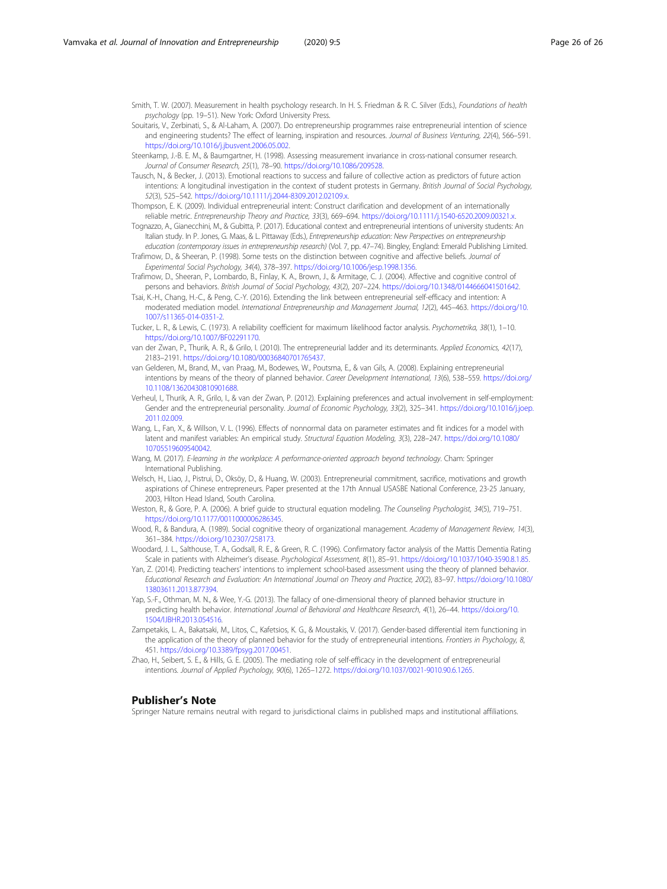Smith, T. W. (2007). Measurement in health psychology research. In H. S. Friedman & R. C. Silver (Eds.), *Foundations of health psychology* (pp. 19–51). New York: Oxford University Press.

Souitaris, V., Zerbinati, S., & Al-Laham, A. (2007). Do entrepreneurship programmes raise entrepreneurial intention of science and engineering students? The effect of learning, inspiration and resources. *Journal of Business Venturing, 22*(4), 566–591. https://doi.org/10.1016/j.jbusvent.2006.05.002.

Steenkamp, J.-B. E. M., & Baumgartner, H. (1998). Assessing measurement invariance in cross-national consumer research. *Journal of Consumer Research, 25*(1), 78–90. https://doi.org/10.1086/209528.

Tausch, N., & Becker, J. (2013). Emotional reactions to success and failure of collective action as predictors of future action intentions: A longitudinal investigation in the context of student protests in Germany. *British Journal of Social Psychology, 52*(3), 525–542. https://doi.org/10.1111/j.2044-8309.2012.02109.x.

Thompson, E. K. (2009). Individual entrepreneurial intent: Construct clarification and development of an internationally reliable metric. *Entrepreneurship Theory and Practice, 33*(3), 669–694. https://doi.org/10.1111/j.1540-6520.2009.00321.x.

Tognazzo, A., Gianecchini, M., & Gubitta, P. (2017). Educational context and entrepreneurial intentions of university students: An Italian study. In P. Jones, G. Maas, & L. Pittaway (Eds.), *Entrepreneurship education: New Perspectives on entrepreneurship education (contemporary issues in entrepreneurship research)* (Vol. 7, pp. 47–74). Bingley, England: Emerald Publishing Limited.

Trafimow, D., & Sheeran, P. (1998). Some tests on the distinction between cognitive and affective beliefs. *Journal of Experimental Social Psychology, 34*(4), 378–397. https://doi.org/10.1006/jesp.1998.1356.

Trafimow, D., Sheeran, P., Lombardo, B., Finlay, K. A., Brown, J., & Armitage, C. J. (2004). Affective and cognitive control of persons and behaviors. *British Journal of Social Psychology, 43*(2), 207–224. https://doi.org/10.1348/0144666041501642.

Tsai, K.-H., Chang, H.-C., & Peng, C.-Y. (2016). Extending the link between entrepreneurial self-efficacy and intention: A moderated mediation model. *International Entrepreneurship and Management Journal, 12*(2), 445–463. https://doi.org/10.1007/s11365-014-0351-2.

Tucker, L. R., & Lewis, C. (1973). A reliability coefficient for maximum likelihood factor analysis. *Psychometrika, 38*(1), 1–10. https://doi.org/10.1007/BF02291170.

van der Zwan, P., Thurik, A. R., & Grilo, I. (2010). The entrepreneurial ladder and its determinants. *Applied Economics, 42*(17), 2183–2191. https://doi.org/10.1080/00036840701765437.

van Gelderen, M., Brand, M., van Praag, M., Bodewes, W., Poutsma, E., & van Gils, A. (2008). Explaining entrepreneurial intentions by means of the theory of planned behavior. *Career Development International, 13*(6), 538–559. https://doi.org/10.1108/13620430810901688.

Verheul, I., Thurik, A. R., Grilo, I., & van der Zwan, P. (2012). Explaining preferences and actual involvement in self-employment: Gender and the entrepreneurial personality. *Journal of Economic Psychology, 33*(2), 325–341. https://doi.org/10.1016/j.joep.2011.02.009.

Wang, L., Fan, X., & Willson, V. L. (1996). Effects of nonnormal data on parameter estimates and fit indices for a model with latent and manifest variables: An empirical study. *Structural Equation Modeling, 3*(3), 228–247. https://doi.org/10.1080/10705519609540042.

Wang, M. (2017). *E-learning in the workplace: A performance-oriented approach beyond technology*. Cham: Springer International Publishing.

Welsch, H., Liao, J., Pistrui, D., Oksöy, D., & Huang, W. (2003). Entrepreneurial commitment, sacrifice, motivations and growth aspirations of Chinese entrepreneurs. Paper presented at the 17th Annual USASBE National Conference, 23-25 January, 2003, Hilton Head Island, South Carolina.

Weston, R., & Gore, P. A. (2006). A brief guide to structural equation modeling. *The Counseling Psychologist, 34*(5), 719–751. https://doi.org/10.1177/0011000006286345.

Wood, R., & Bandura, A. (1989). Social cognitive theory of organizational management. *Academy of Management Review, 14*(3), 361–384. https://doi.org/10.2307/258173.

Woodard, J. L., Salthouse, T. A., Godsall, R. E., & Green, R. C. (1996). Confirmatory factor analysis of the Mattis Dementia Rating Scale in patients with Alzheimer's disease. *Psychological Assessment, 8*(1), 85–91. https://doi.org/10.1037/1040-3590.8.1.85.

Yan, Z. (2014). Predicting teachers' intentions to implement school-based assessment using the theory of planned behavior. *Educational Research and Evaluation: An International Journal on Theory and Practice, 20*(2), 83–97. https://doi.org/10.1080/13803611.2013.877394.

Yap, S.-F., Othman, M. N., & Wee, Y.-G. (2013). The fallacy of one-dimensional theory of planned behavior structure in predicting health behavior. *International Journal of Behavioral and Healthcare Research, 4*(1), 26–44. https://doi.org/10.1504/IJBHR.2013.054516.

Zampetakis, L. A., Bakatsaki, M., Litos, C., Kafetsios, K. G., & Moustakis, V. (2017). Gender-based differential item functioning in the application of the theory of planned behavior for the study of entrepreneurial intentions. *Frontiers in Psychology, 8*, 451. https://doi.org/10.3389/fpsyg.2017.00451.

Zhao, H., Seibert, S. E., & Hills, G. E. (2005). The mediating role of self-efficacy in the development of entrepreneurial intentions. *Journal of Applied Psychology, 90*(6), 1265–1272. https://doi.org/10.1037/0021-9010.90.6.1265.

## Publisher's Note

Springer Nature remains neutral with regard to jurisdictional claims in published maps and institutional affiliations.